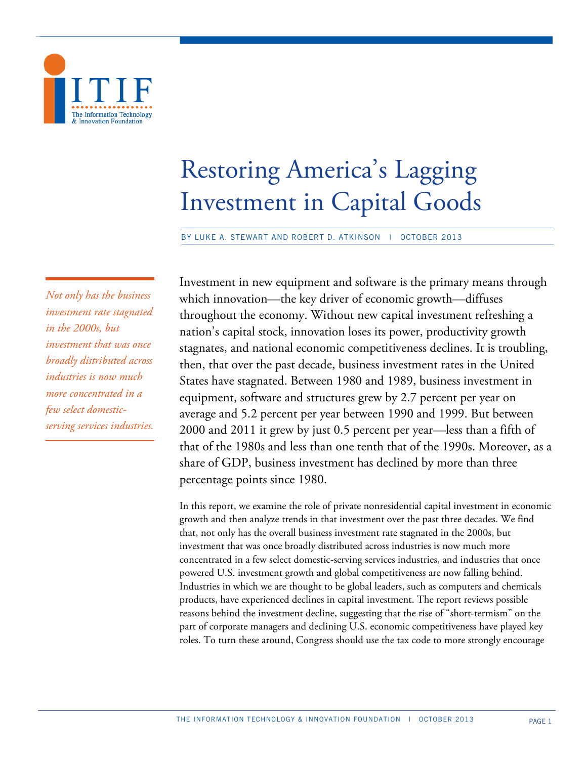# Restoring America's Lagging Investment in Capital Goods

BY LUKE A. STEWART AND ROBERT D. ATKINSON | OCTOBER 2013

*Not only has the business investment rate stagnated in the 2000s, but investment that was once broadly distributed across industries is now much more concentrated in a few select domestic-serving services industries.*

Investment in new equipment and software is the primary means through which innovation—the key driver of economic growth—diffuses throughout the economy. Without new capital investment refreshing a nation's capital stock, innovation loses its power, productivity growth stagnates, and national economic competitiveness declines. It is troubling, then, that over the past decade, business investment rates in the United States have stagnated. Between 1980 and 1989, business investment in equipment, software and structures grew by 2.7 percent per year on average and 5.2 percent per year between 1990 and 1999. But between 2000 and 2011 it grew by just 0.5 percent per year—less than a fifth of that of the 1980s and less than one tenth that of the 1990s. Moreover, as a share of GDP, business investment has declined by more than three percentage points since 1980.

In this report, we examine the role of private nonresidential capital investment in economic growth and then analyze trends in that investment over the past three decades. We find that, not only has the overall business investment rate stagnated in the 2000s, but investment that was once broadly distributed across industries is now much more concentrated in a few select domestic-serving services industries, and industries that once powered U.S. investment growth and global competitiveness are now falling behind. Industries in which we are thought to be global leaders, such as computers and chemicals products, have experienced declines in capital investment. The report reviews possible reasons behind the investment decline, suggesting that the rise of "short-termism" on the part of corporate managers and declining U.S. economic competitiveness have played key roles. To turn these around, Congress should use the tax code to more strongly encourage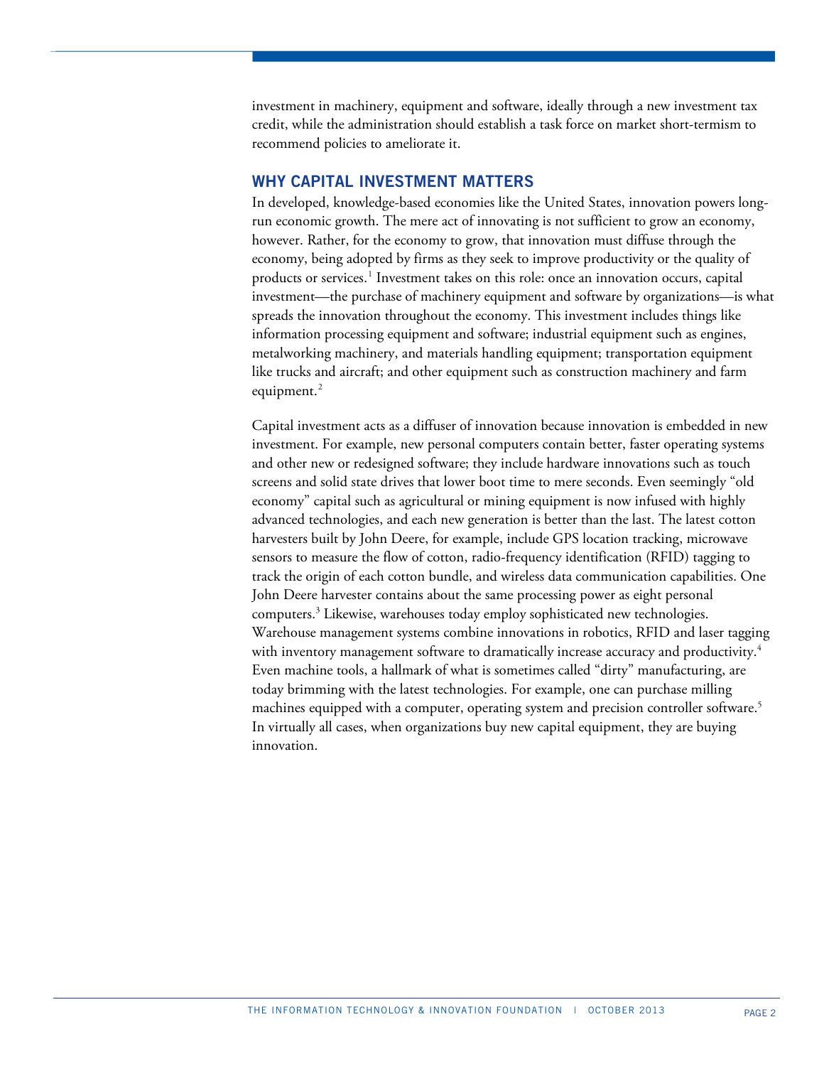investment in machinery, equipment and software, ideally through a new investment tax credit, while the administration should establish a task force on market short-termism to recommend policies to ameliorate it.

## WHY CAPITAL INVESTMENT MATTERS

In developed, knowledge-based economies like the United States, innovation powers long-run economic growth. The mere act of innovating is not sufficient to grow an economy, however. Rather, for the economy to grow, that innovation must diffuse through the economy, being adopted by firms as they seek to improve productivity or the quality of products or services.[1] Investment takes on this role: once an innovation occurs, capital investment—the purchase of machinery equipment and software by organizations—is what spreads the innovation throughout the economy. This investment includes things like information processing equipment and software; industrial equipment such as engines, metalworking machinery, and materials handling equipment; transportation equipment like trucks and aircraft; and other equipment such as construction machinery and farm equipment.[2]

Capital investment acts as a diffuser of innovation because innovation is embedded in new investment. For example, new personal computers contain better, faster operating systems and other new or redesigned software; they include hardware innovations such as touch screens and solid state drives that lower boot time to mere seconds. Even seemingly "old economy" capital such as agricultural or mining equipment is now infused with highly advanced technologies, and each new generation is better than the last. The latest cotton harvesters built by John Deere, for example, include GPS location tracking, microwave sensors to measure the flow of cotton, radio-frequency identification (RFID) tagging to track the origin of each cotton bundle, and wireless data communication capabilities. One John Deere harvester contains about the same processing power as eight personal computers.[3] Likewise, warehouses today employ sophisticated new technologies. Warehouse management systems combine innovations in robotics, RFID and laser tagging with inventory management software to dramatically increase accuracy and productivity.[4] Even machine tools, a hallmark of what is sometimes called "dirty" manufacturing, are today brimming with the latest technologies. For example, one can purchase milling machines equipped with a computer, operating system and precision controller software.[5] In virtually all cases, when organizations buy new capital equipment, they are buying innovation.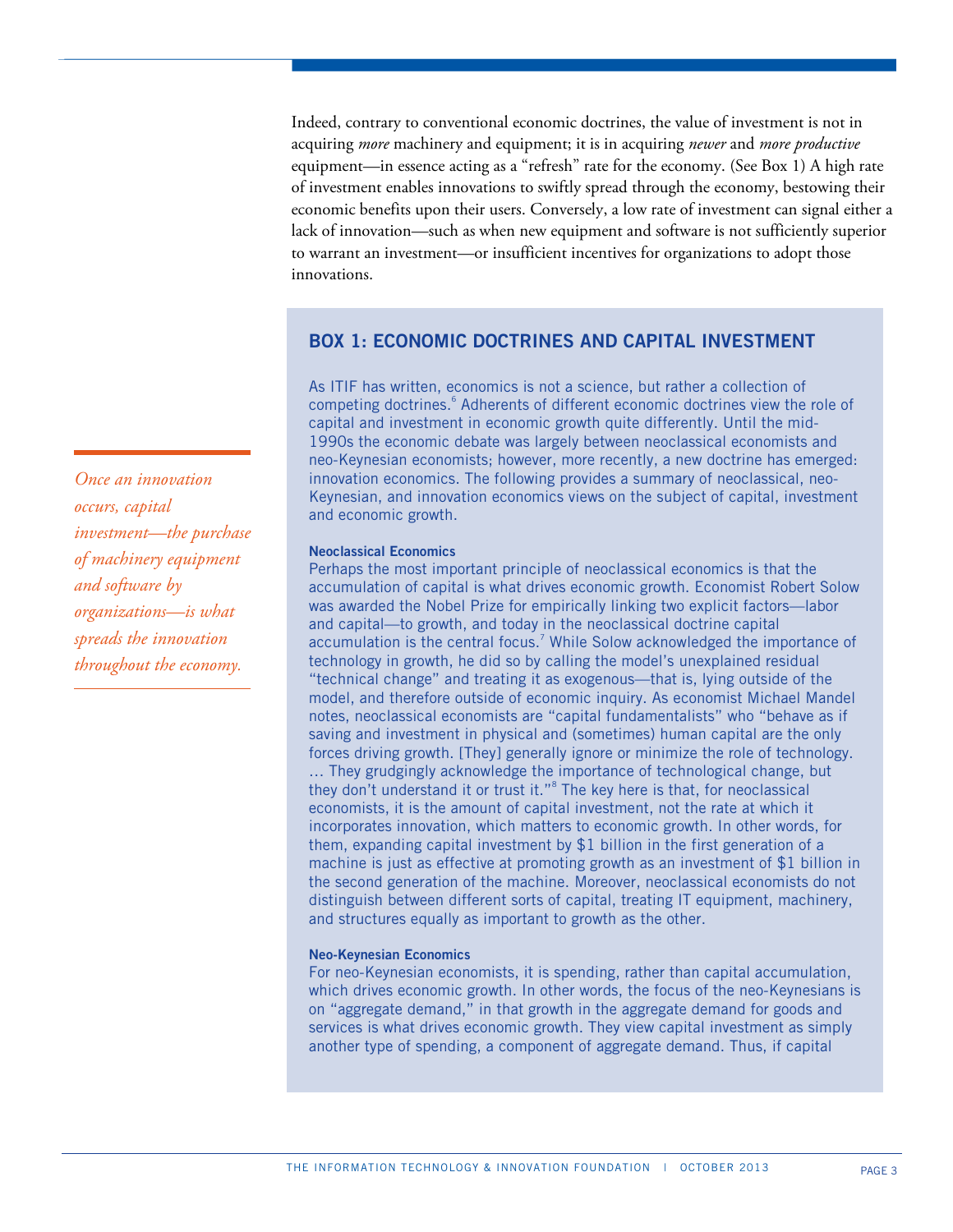Indeed, contrary to conventional economic doctrines, the value of investment is not in acquiring *more* machinery and equipment; it is in acquiring *newer* and *more productive* equipment—in essence acting as a "refresh" rate for the economy. (See Box 1) A high rate of investment enables innovations to swiftly spread through the economy, bestowing their economic benefits upon their users. Conversely, a low rate of investment can signal either a lack of innovation—such as when new equipment and software is not sufficiently superior to warrant an investment—or insufficient incentives for organizations to adopt those innovations.

*Once an innovation occurs, capital investment—the purchase of machinery equipment and software by organizations—is what spreads the innovation throughout the economy.*

## BOX 1: ECONOMIC DOCTRINES AND CAPITAL INVESTMENT

As ITIF has written, economics is not a science, but rather a collection of competing doctrines.[6] Adherents of different economic doctrines view the role of capital and investment in economic growth quite differently. Until the mid-1990s the economic debate was largely between neoclassical economists and neo-Keynesian economists; however, more recently, a new doctrine has emerged: innovation economics. The following provides a summary of neoclassical, neo-Keynesian, and innovation economics views on the subject of capital, investment and economic growth.

**Neoclassical Economics**

Perhaps the most important principle of neoclassical economics is that the accumulation of capital is what drives economic growth. Economist Robert Solow was awarded the Nobel Prize for empirically linking two explicit factors—labor and capital—to growth, and today in the neoclassical doctrine capital accumulation is the central focus.[7] While Solow acknowledged the importance of technology in growth, he did so by calling the model's unexplained residual "technical change" and treating it as exogenous—that is, lying outside of the model, and therefore outside of economic inquiry. As economist Michael Mandel notes, neoclassical economists are "capital fundamentalists" who "behave as if saving and investment in physical and (sometimes) human capital are the only forces driving growth. [They] generally ignore or minimize the role of technology. … They grudgingly acknowledge the importance of technological change, but they don't understand it or trust it."[8] The key here is that, for neoclassical economists, it is the amount of capital investment, not the rate at which it incorporates innovation, which matters to economic growth. In other words, for them, expanding capital investment by $1 billion in the first generation of a machine is just as effective at promoting growth as an investment of $1 billion in the second generation of the machine. Moreover, neoclassical economists do not distinguish between different sorts of capital, treating IT equipment, machinery, and structures equally as important to growth as the other.

**Neo-Keynesian Economics**

For neo-Keynesian economists, it is spending, rather than capital accumulation, which drives economic growth. In other words, the focus of the neo-Keynesians is on "aggregate demand," in that growth in the aggregate demand for goods and services is what drives economic growth. They view capital investment as simply another type of spending, a component of aggregate demand. Thus, if capital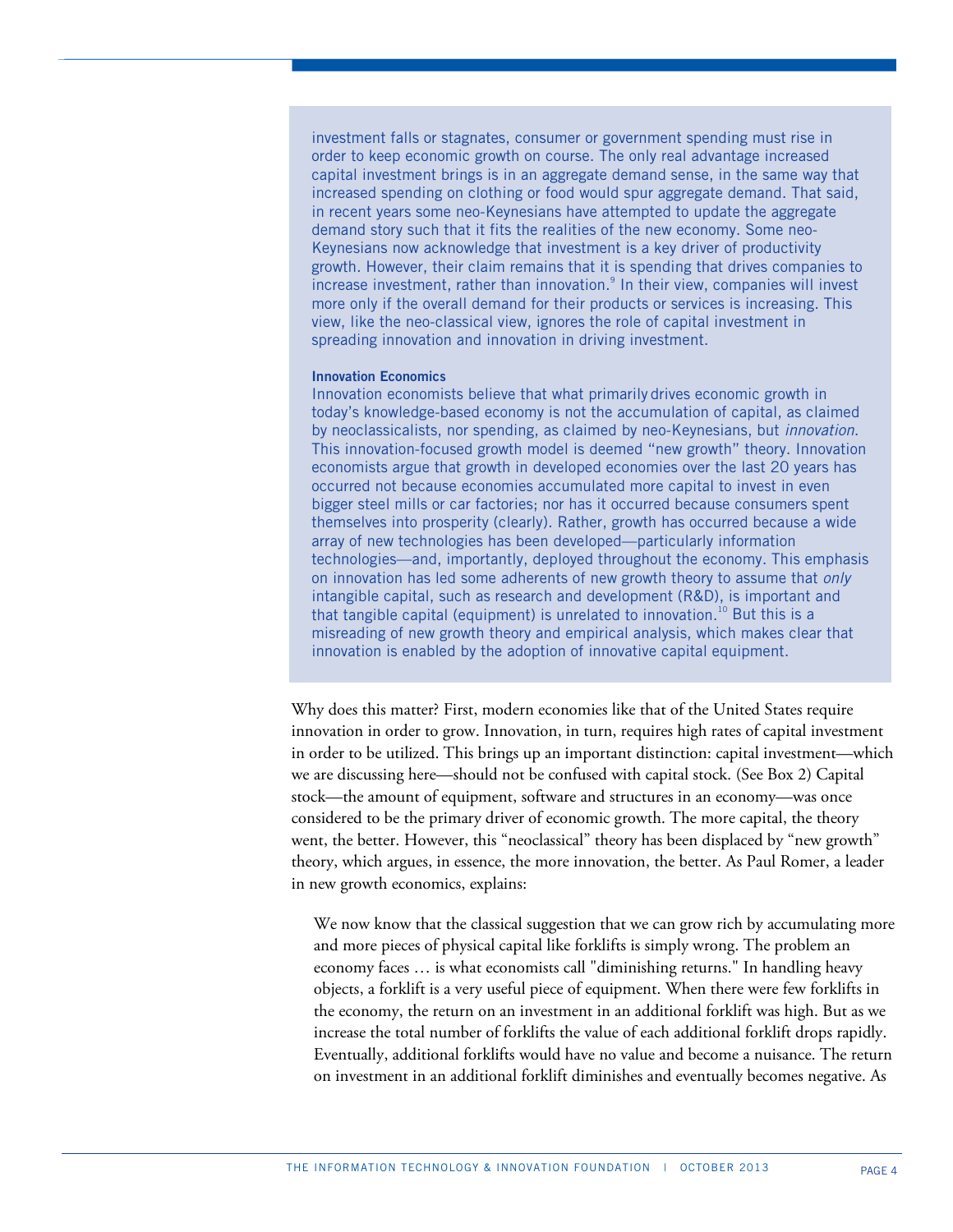investment falls or stagnates, consumer or government spending must rise in order to keep economic growth on course. The only real advantage increased capital investment brings is in an aggregate demand sense, in the same way that increased spending on clothing or food would spur aggregate demand. That said, in recent years some neo-Keynesians have attempted to update the aggregate demand story such that it fits the realities of the new economy. Some neo-Keynesians now acknowledge that investment is a key driver of productivity growth. However, their claim remains that it is spending that drives companies to increase investment, rather than innovation.[9] In their view, companies will invest more only if the overall demand for their products or services is increasing. This view, like the neo-classical view, ignores the role of capital investment in spreading innovation and innovation in driving investment.

**Innovation Economics**

Innovation economists believe that what primarily drives economic growth in today's knowledge-based economy is not the accumulation of capital, as claimed by neoclassicalists, nor spending, as claimed by neo-Keynesians, but *innovation*. This innovation-focused growth model is deemed "new growth" theory. Innovation economists argue that growth in developed economies over the last 20 years has occurred not because economies accumulated more capital to invest in even bigger steel mills or car factories; nor has it occurred because consumers spent themselves into prosperity (clearly). Rather, growth has occurred because a wide array of new technologies has been developed—particularly information technologies—and, importantly, deployed throughout the economy. This emphasis on innovation has led some adherents of new growth theory to assume that *only* intangible capital, such as research and development (R&D), is important and that tangible capital (equipment) is unrelated to innovation.[10] But this is a misreading of new growth theory and empirical analysis, which makes clear that innovation is enabled by the adoption of innovative capital equipment.

Why does this matter? First, modern economies like that of the United States require innovation in order to grow. Innovation, in turn, requires high rates of capital investment in order to be utilized. This brings up an important distinction: capital investment—which we are discussing here—should not be confused with capital stock. (See Box 2) Capital stock—the amount of equipment, software and structures in an economy—was once considered to be the primary driver of economic growth. The more capital, the theory went, the better. However, this "neoclassical" theory has been displaced by "new growth" theory, which argues, in essence, the more innovation, the better. As Paul Romer, a leader in new growth economics, explains:

> We now know that the classical suggestion that we can grow rich by accumulating more and more pieces of physical capital like forklifts is simply wrong. The problem an economy faces … is what economists call "diminishing returns." In handling heavy objects, a forklift is a very useful piece of equipment. When there were few forklifts in the economy, the return on an investment in an additional forklift was high. But as we increase the total number of forklifts the value of each additional forklift drops rapidly. Eventually, additional forklifts would have no value and become a nuisance. The return on investment in an additional forklift diminishes and eventually becomes negative. As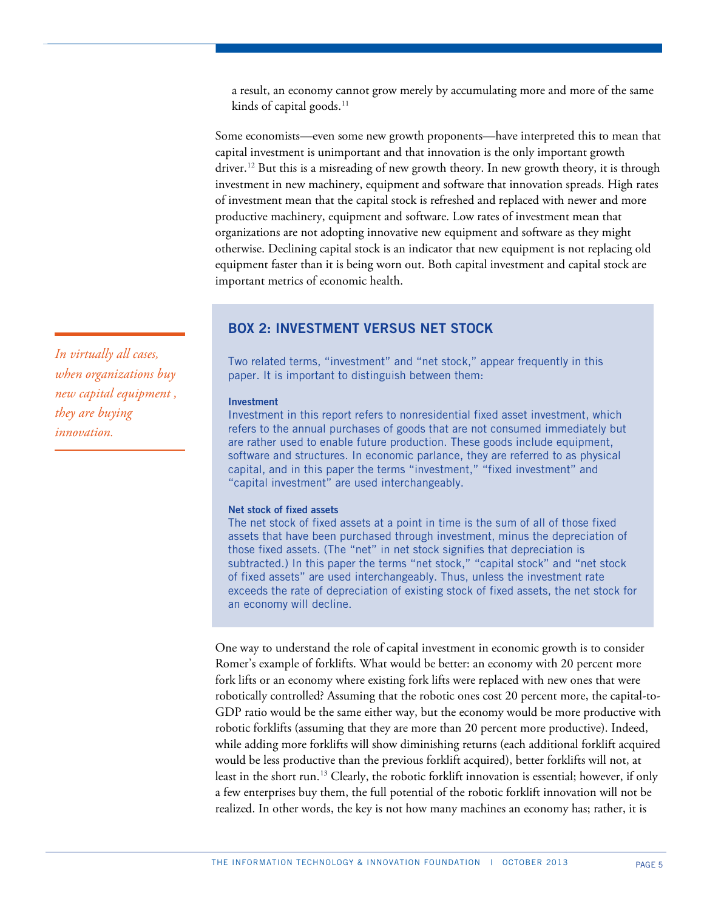a result, an economy cannot grow merely by accumulating more and more of the same kinds of capital goods.[11]

Some economists—even some new growth proponents—have interpreted this to mean that capital investment is unimportant and that innovation is the only important growth driver.[12] But this is a misreading of new growth theory. In new growth theory, it is through investment in new machinery, equipment and software that innovation spreads. High rates of investment mean that the capital stock is refreshed and replaced with newer and more productive machinery, equipment and software. Low rates of investment mean that organizations are not adopting innovative new equipment and software as they might otherwise. Declining capital stock is an indicator that new equipment is not replacing old equipment faster than it is being worn out. Both capital investment and capital stock are important metrics of economic health.

*In virtually all cases, when organizations buy new capital equipment , they are buying innovation.*

## BOX 2: INVESTMENT VERSUS NET STOCK

Two related terms, "investment" and "net stock," appear frequently in this paper. It is important to distinguish between them:

**Investment**
Investment in this report refers to nonresidential fixed asset investment, which refers to the annual purchases of goods that are not consumed immediately but are rather used to enable future production. These goods include equipment, software and structures. In economic parlance, they are referred to as physical capital, and in this paper the terms "investment," "fixed investment" and "capital investment" are used interchangeably.

**Net stock of fixed assets**
The net stock of fixed assets at a point in time is the sum of all of those fixed assets that have been purchased through investment, minus the depreciation of those fixed assets. (The "net" in net stock signifies that depreciation is subtracted.) In this paper the terms "net stock," "capital stock" and "net stock of fixed assets" are used interchangeably. Thus, unless the investment rate exceeds the rate of depreciation of existing stock of fixed assets, the net stock for an economy will decline.

One way to understand the role of capital investment in economic growth is to consider Romer's example of forklifts. What would be better: an economy with 20 percent more fork lifts or an economy where existing fork lifts were replaced with new ones that were robotically controlled? Assuming that the robotic ones cost 20 percent more, the capital-to-GDP ratio would be the same either way, but the economy would be more productive with robotic forklifts (assuming that they are more than 20 percent more productive). Indeed, while adding more forklifts will show diminishing returns (each additional forklift acquired would be less productive than the previous forklift acquired), better forklifts will not, at least in the short run.[13] Clearly, the robotic forklift innovation is essential; however, if only a few enterprises buy them, the full potential of the robotic forklift innovation will not be realized. In other words, the key is not how many machines an economy has; rather, it is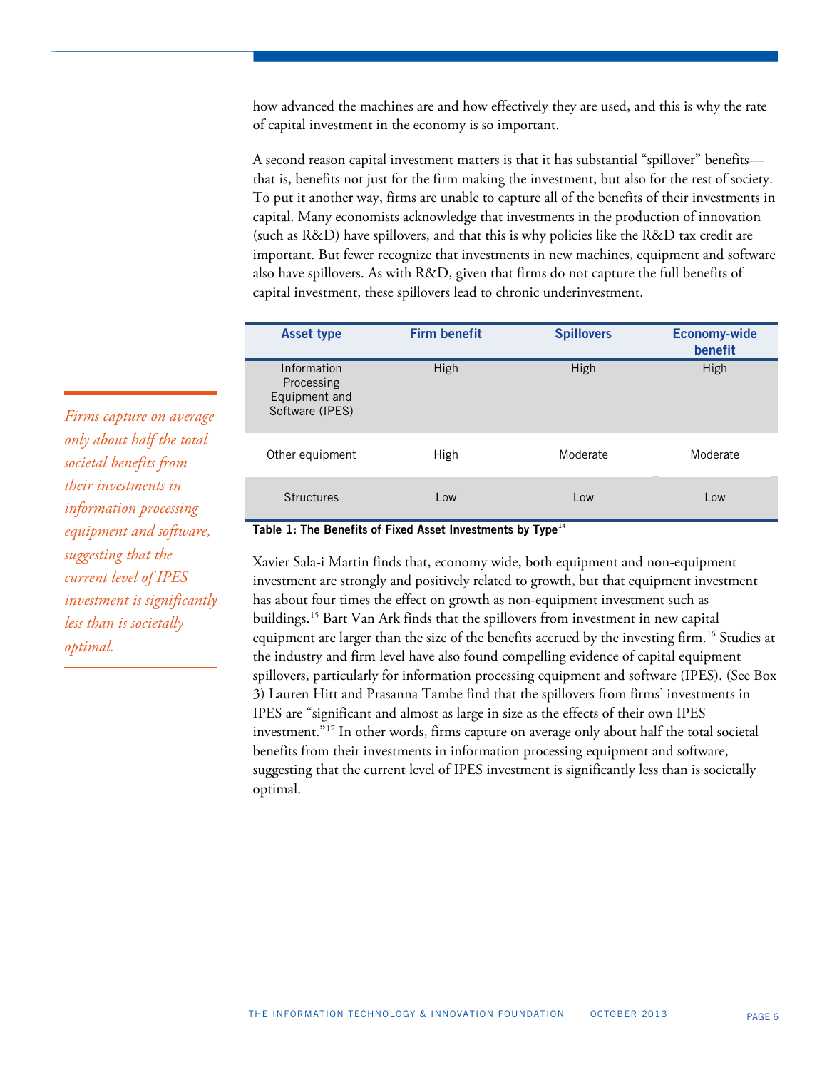how advanced the machines are and how effectively they are used, and this is why the rate of capital investment in the economy is so important.

A second reason capital investment matters is that it has substantial "spillover" benefits—that is, benefits not just for the firm making the investment, but also for the rest of society. To put it another way, firms are unable to capture all of the benefits of their investments in capital. Many economists acknowledge that investments in the production of innovation (such as R&D) have spillovers, and that this is why policies like the R&D tax credit are important. But fewer recognize that investments in new machines, equipment and software also have spillovers. As with R&D, given that firms do not capture the full benefits of capital investment, these spillovers lead to chronic underinvestment.

*Firms capture on average only about half the total societal benefits from their investments in information processing equipment and software, suggesting that the current level of IPES investment is significantly less than is societally optimal.*

| Asset type | Firm benefit | Spillovers | Economy-wide benefit |
|---|---|---|---|
| Information Processing Equipment and Software (IPES) | High | High | High |
| Other equipment | High | Moderate | Moderate |
| Structures | Low | Low | Low |

**Table 1: The Benefits of Fixed Asset Investments by Type**[14]

Xavier Sala-i Martin finds that, economy wide, both equipment and non-equipment investment are strongly and positively related to growth, but that equipment investment has about four times the effect on growth as non-equipment investment such as buildings.[15] Bart Van Ark finds that the spillovers from investment in new capital equipment are larger than the size of the benefits accrued by the investing firm.[16] Studies at the industry and firm level have also found compelling evidence of capital equipment spillovers, particularly for information processing equipment and software (IPES). (See Box 3) Lauren Hitt and Prasanna Tambe find that the spillovers from firms' investments in IPES are "significant and almost as large in size as the effects of their own IPES investment."[17] In other words, firms capture on average only about half the total societal benefits from their investments in information processing equipment and software, suggesting that the current level of IPES investment is significantly less than is societally optimal.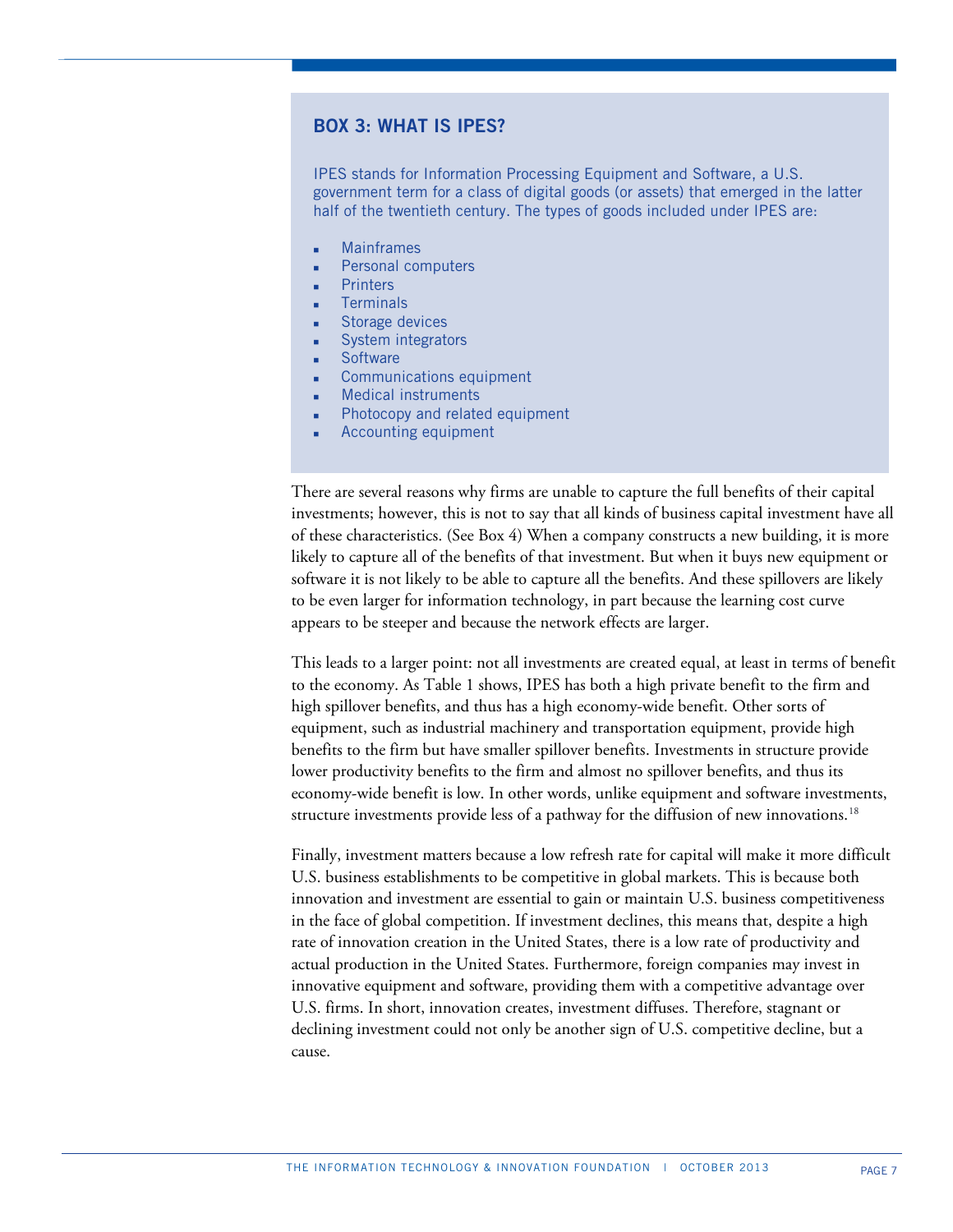### BOX 3: WHAT IS IPES?

IPES stands for Information Processing Equipment and Software, a U.S. government term for a class of digital goods (or assets) that emerged in the latter half of the twentieth century. The types of goods included under IPES are:

- Mainframes
- Personal computers
- Printers
- Terminals
- Storage devices
- System integrators
- Software
- Communications equipment
- Medical instruments
- Photocopy and related equipment
- Accounting equipment

There are several reasons why firms are unable to capture the full benefits of their capital investments; however, this is not to say that all kinds of business capital investment have all of these characteristics. (See Box 4) When a company constructs a new building, it is more likely to capture all of the benefits of that investment. But when it buys new equipment or software it is not likely to be able to capture all the benefits. And these spillovers are likely to be even larger for information technology, in part because the learning cost curve appears to be steeper and because the network effects are larger.

This leads to a larger point: not all investments are created equal, at least in terms of benefit to the economy. As Table 1 shows, IPES has both a high private benefit to the firm and high spillover benefits, and thus has a high economy-wide benefit. Other sorts of equipment, such as industrial machinery and transportation equipment, provide high benefits to the firm but have smaller spillover benefits. Investments in structure provide lower productivity benefits to the firm and almost no spillover benefits, and thus its economy-wide benefit is low. In other words, unlike equipment and software investments, structure investments provide less of a pathway for the diffusion of new innovations.[18]

Finally, investment matters because a low refresh rate for capital will make it more difficult U.S. business establishments to be competitive in global markets. This is because both innovation and investment are essential to gain or maintain U.S. business competitiveness in the face of global competition. If investment declines, this means that, despite a high rate of innovation creation in the United States, there is a low rate of productivity and actual production in the United States. Furthermore, foreign companies may invest in innovative equipment and software, providing them with a competitive advantage over U.S. firms. In short, innovation creates, investment diffuses. Therefore, stagnant or declining investment could not only be another sign of U.S. competitive decline, but a cause.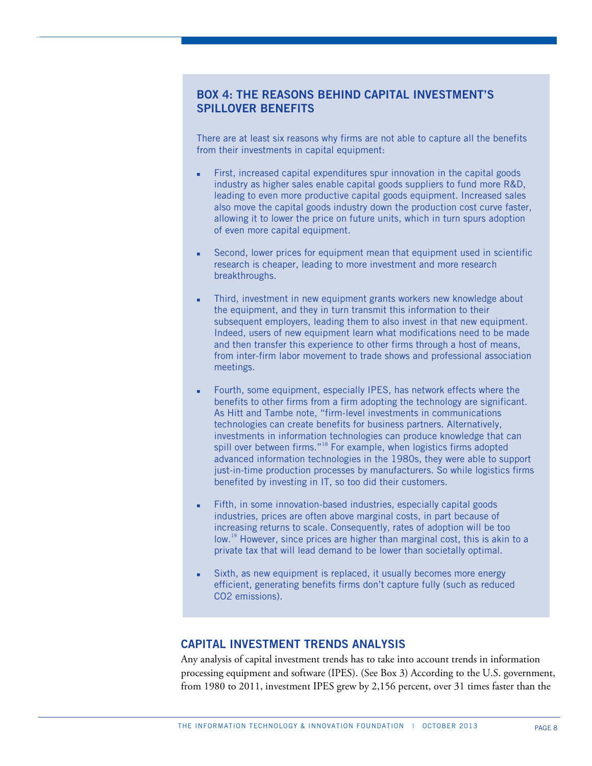## BOX 4: THE REASONS BEHIND CAPITAL INVESTMENT'S SPILLOVER BENEFITS

There are at least six reasons why firms are not able to capture all the benefits from their investments in capital equipment:

- First, increased capital expenditures spur innovation in the capital goods industry as higher sales enable capital goods suppliers to fund more R&D, leading to even more productive capital goods equipment. Increased sales also move the capital goods industry down the production cost curve faster, allowing it to lower the price on future units, which in turn spurs adoption of even more capital equipment.
- Second, lower prices for equipment mean that equipment used in scientific research is cheaper, leading to more investment and more research breakthroughs.
- Third, investment in new equipment grants workers new knowledge about the equipment, and they in turn transmit this information to their subsequent employers, leading them to also invest in that new equipment. Indeed, users of new equipment learn what modifications need to be made and then transfer this experience to other firms through a host of means, from inter-firm labor movement to trade shows and professional association meetings.
- Fourth, some equipment, especially IPES, has network effects where the benefits to other firms from a firm adopting the technology are significant. As Hitt and Tambe note, "firm-level investments in communications technologies can create benefits for business partners. Alternatively, investments in information technologies can produce knowledge that can spill over between firms."[18] For example, when logistics firms adopted advanced information technologies in the 1980s, they were able to support just-in-time production processes by manufacturers. So while logistics firms benefited by investing in IT, so too did their customers.
- Fifth, in some innovation-based industries, especially capital goods industries, prices are often above marginal costs, in part because of increasing returns to scale. Consequently, rates of adoption will be too low.[19] However, since prices are higher than marginal cost, this is akin to a private tax that will lead demand to be lower than societally optimal.
- Sixth, as new equipment is replaced, it usually becomes more energy efficient, generating benefits firms don't capture fully (such as reduced $CO_2$ emissions).

## CAPITAL INVESTMENT TRENDS ANALYSIS

Any analysis of capital investment trends has to take into account trends in information processing equipment and software (IPES). (See Box 3) According to the U.S. government, from 1980 to 2011, investment IPES grew by 2,156 percent, over 31 times faster than the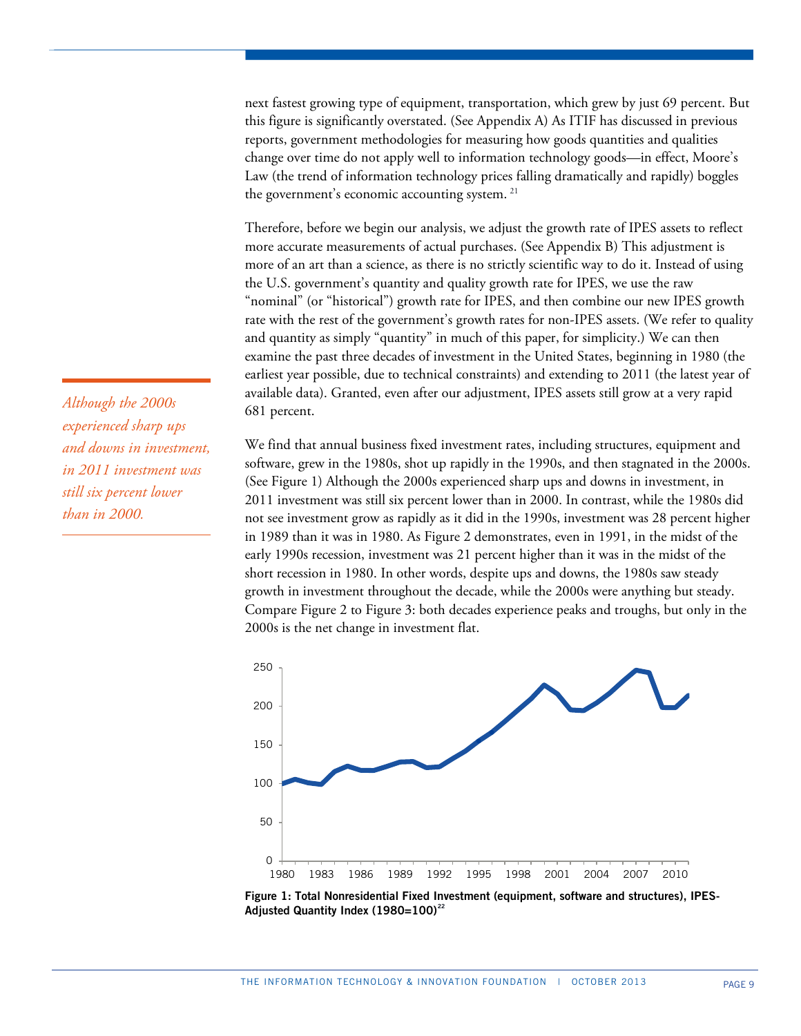next fastest growing type of equipment, transportation, which grew by just 69 percent. But this figure is significantly overstated. (See Appendix A) As ITIF has discussed in previous reports, government methodologies for measuring how goods quantities and qualities change over time do not apply well to information technology goods—in effect, Moore's Law (the trend of information technology prices falling dramatically and rapidly) boggles the government's economic accounting system. [21]

Therefore, before we begin our analysis, we adjust the growth rate of IPES assets to reflect more accurate measurements of actual purchases. (See Appendix B) This adjustment is more of an art than a science, as there is no strictly scientific way to do it. Instead of using the U.S. government's quantity and quality growth rate for IPES, we use the raw "nominal" (or "historical") growth rate for IPES, and then combine our new IPES growth rate with the rest of the government's growth rates for non-IPES assets. (We refer to quality and quantity as simply "quantity" in much of this paper, for simplicity.) We can then examine the past three decades of investment in the United States, beginning in 1980 (the earliest year possible, due to technical constraints) and extending to 2011 (the latest year of available data). Granted, even after our adjustment, IPES assets still grow at a very rapid 681 percent.

*Although the 2000s experienced sharp ups and downs in investment, in 2011 investment was still six percent lower than in 2000.*

We find that annual business fixed investment rates, including structures, equipment and software, grew in the 1980s, shot up rapidly in the 1990s, and then stagnated in the 2000s. (See Figure 1) Although the 2000s experienced sharp ups and downs in investment, in 2011 investment was still six percent lower than in 2000. In contrast, while the 1980s did not see investment grow as rapidly as it did in the 1990s, investment was 28 percent higher in 1989 than it was in 1980. As Figure 2 demonstrates, even in 1991, in the midst of the early 1990s recession, investment was 21 percent higher than it was in the midst of the short recession in 1980. In other words, despite ups and downs, the 1980s saw steady growth in investment throughout the decade, while the 2000s were anything but steady. Compare Figure 2 to Figure 3: both decades experience peaks and troughs, but only in the 2000s is the net change in investment flat.

**Figure 1: Total Nonresidential Fixed Investment (equipment, software and structures), IPES-Adjusted Quantity Index (1980=100)**[22]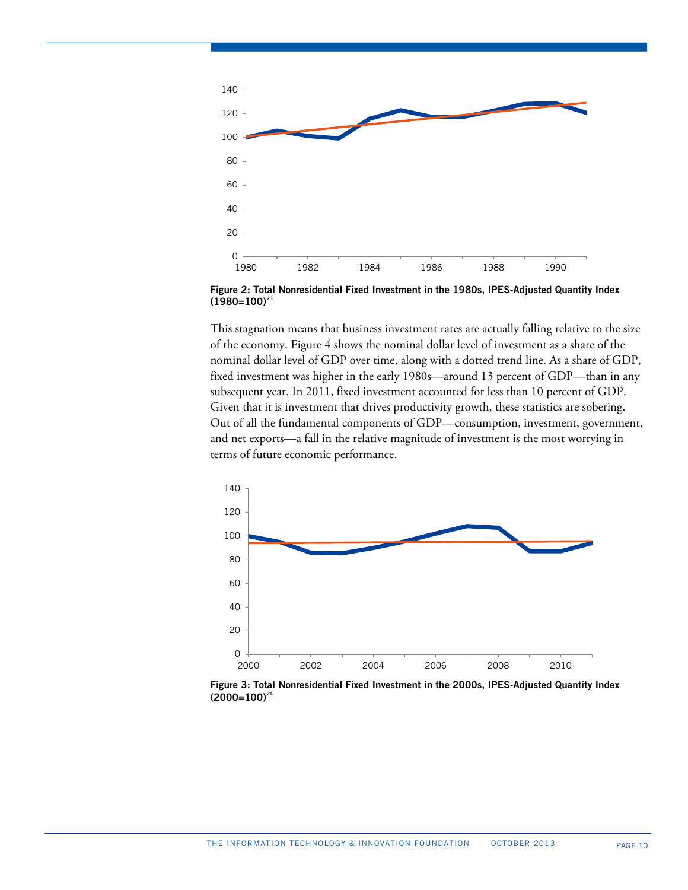Figure 2: Total Nonresidential Fixed Investment in the 1980s, IPES-Adjusted Quantity Index (1980=100)[23]

This stagnation means that business investment rates are actually falling relative to the size of the economy. Figure 4 shows the nominal dollar level of investment as a share of the nominal dollar level of GDP over time, along with a dotted trend line. As a share of GDP, fixed investment was higher in the early 1980s—around 13 percent of GDP—than in any subsequent year. In 2011, fixed investment accounted for less than 10 percent of GDP. Given that it is investment that drives productivity growth, these statistics are sobering. Out of all the fundamental components of GDP—consumption, investment, government, and net exports—a fall in the relative magnitude of investment is the most worrying in terms of future economic performance.

Figure 3: Total Nonresidential Fixed Investment in the 2000s, IPES-Adjusted Quantity Index (2000=100)[24]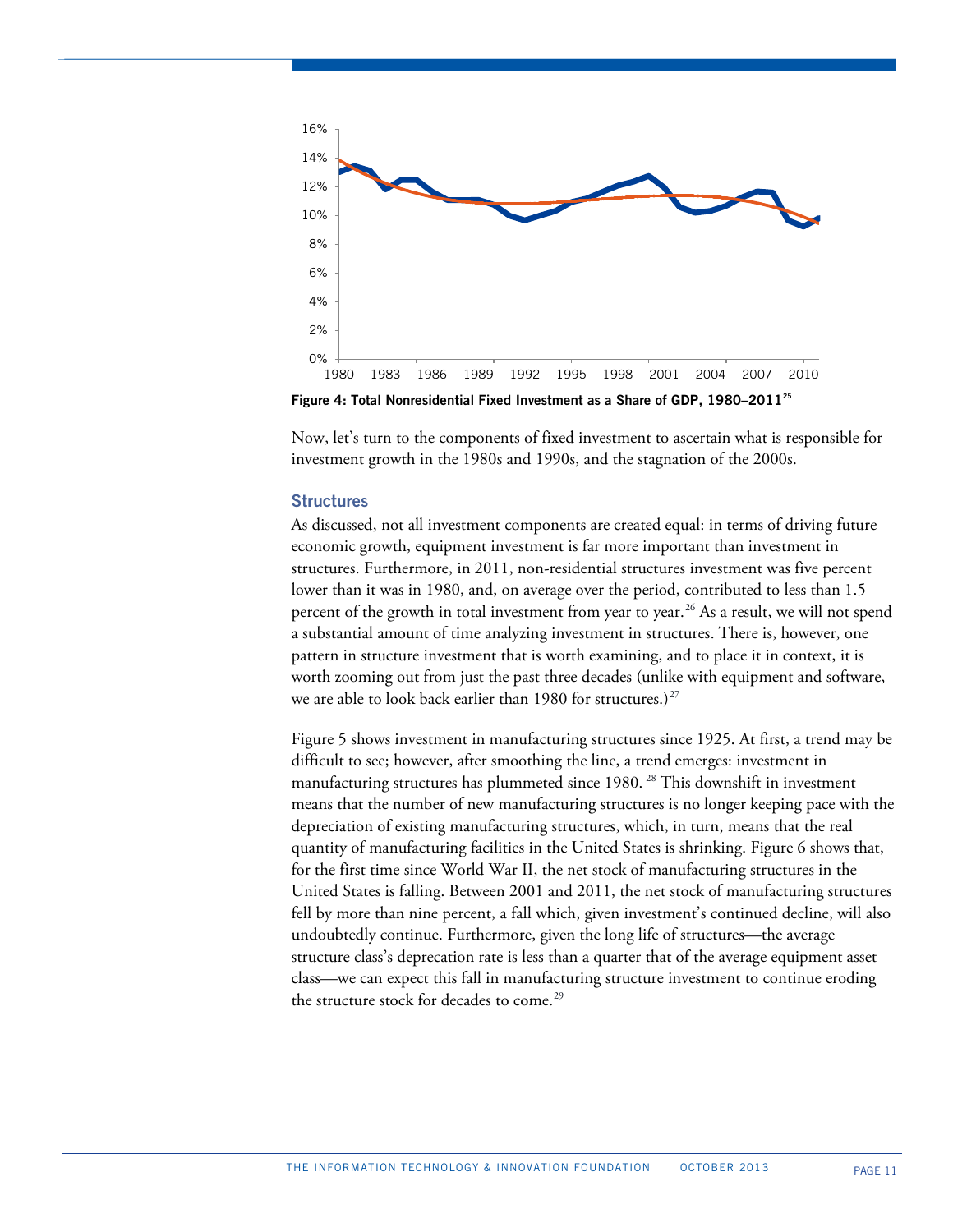Figure 4: Total Nonresidential Fixed Investment as a Share of GDP, 1980–2011[25]

Now, let's turn to the components of fixed investment to ascertain what is responsible for investment growth in the 1980s and 1990s, and the stagnation of the 2000s.

### Structures

As discussed, not all investment components are created equal: in terms of driving future economic growth, equipment investment is far more important than investment in structures. Furthermore, in 2011, non-residential structures investment was five percent lower than it was in 1980, and, on average over the period, contributed to less than 1.5 percent of the growth in total investment from year to year.[26] As a result, we will not spend a substantial amount of time analyzing investment in structures. There is, however, one pattern in structure investment that is worth examining, and to place it in context, it is worth zooming out from just the past three decades (unlike with equipment and software, we are able to look back earlier than 1980 for structures.)[27]

Figure 5 shows investment in manufacturing structures since 1925. At first, a trend may be difficult to see; however, after smoothing the line, a trend emerges: investment in manufacturing structures has plummeted since 1980. [28] This downshift in investment means that the number of new manufacturing structures is no longer keeping pace with the depreciation of existing manufacturing structures, which, in turn, means that the real quantity of manufacturing facilities in the United States is shrinking. Figure 6 shows that, for the first time since World War II, the net stock of manufacturing structures in the United States is falling. Between 2001 and 2011, the net stock of manufacturing structures fell by more than nine percent, a fall which, given investment's continued decline, will also undoubtedly continue. Furthermore, given the long life of structures—the average structure class's deprecation rate is less than a quarter that of the average equipment asset class—we can expect this fall in manufacturing structure investment to continue eroding the structure stock for decades to come.[29]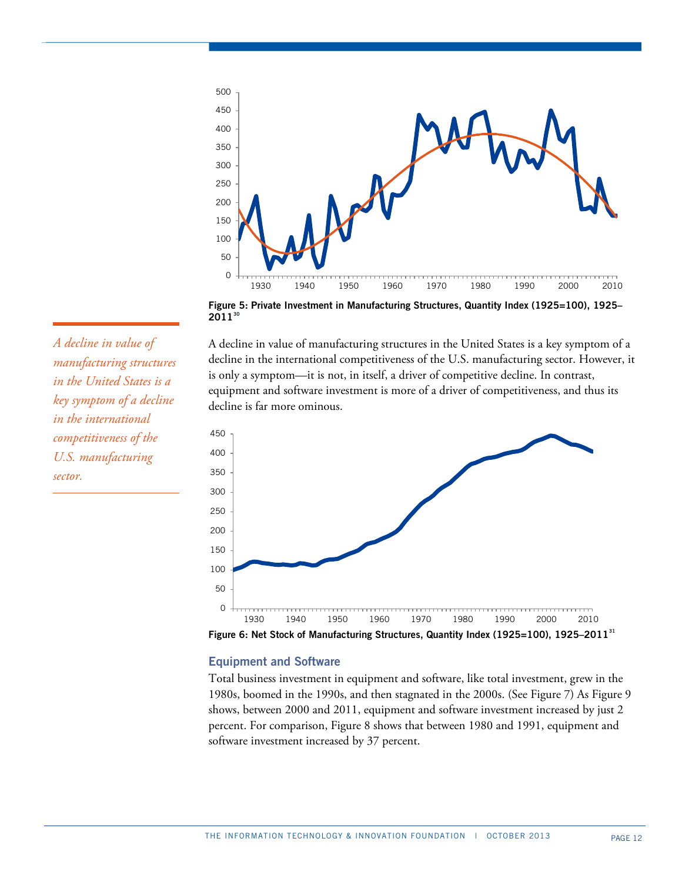Figure 5: Private Investment in Manufacturing Structures, Quantity Index (1925=100), 1925–2011[30]

*A decline in value of manufacturing structures in the United States is a key symptom of a decline in the international competitiveness of the U.S. manufacturing sector.*

A decline in value of manufacturing structures in the United States is a key symptom of a decline in the international competitiveness of the U.S. manufacturing sector. However, it is only a symptom—it is not, in itself, a driver of competitive decline. In contrast, equipment and software investment is more of a driver of competitiveness, and thus its decline is far more ominous.

Figure 6: Net Stock of Manufacturing Structures, Quantity Index (1925=100), 1925–2011[31]

### Equipment and Software

Total business investment in equipment and software, like total investment, grew in the 1980s, boomed in the 1990s, and then stagnated in the 2000s. (See Figure 7) As Figure 9 shows, between 2000 and 2011, equipment and software investment increased by just 2 percent. For comparison, Figure 8 shows that between 1980 and 1991, equipment and software investment increased by 37 percent.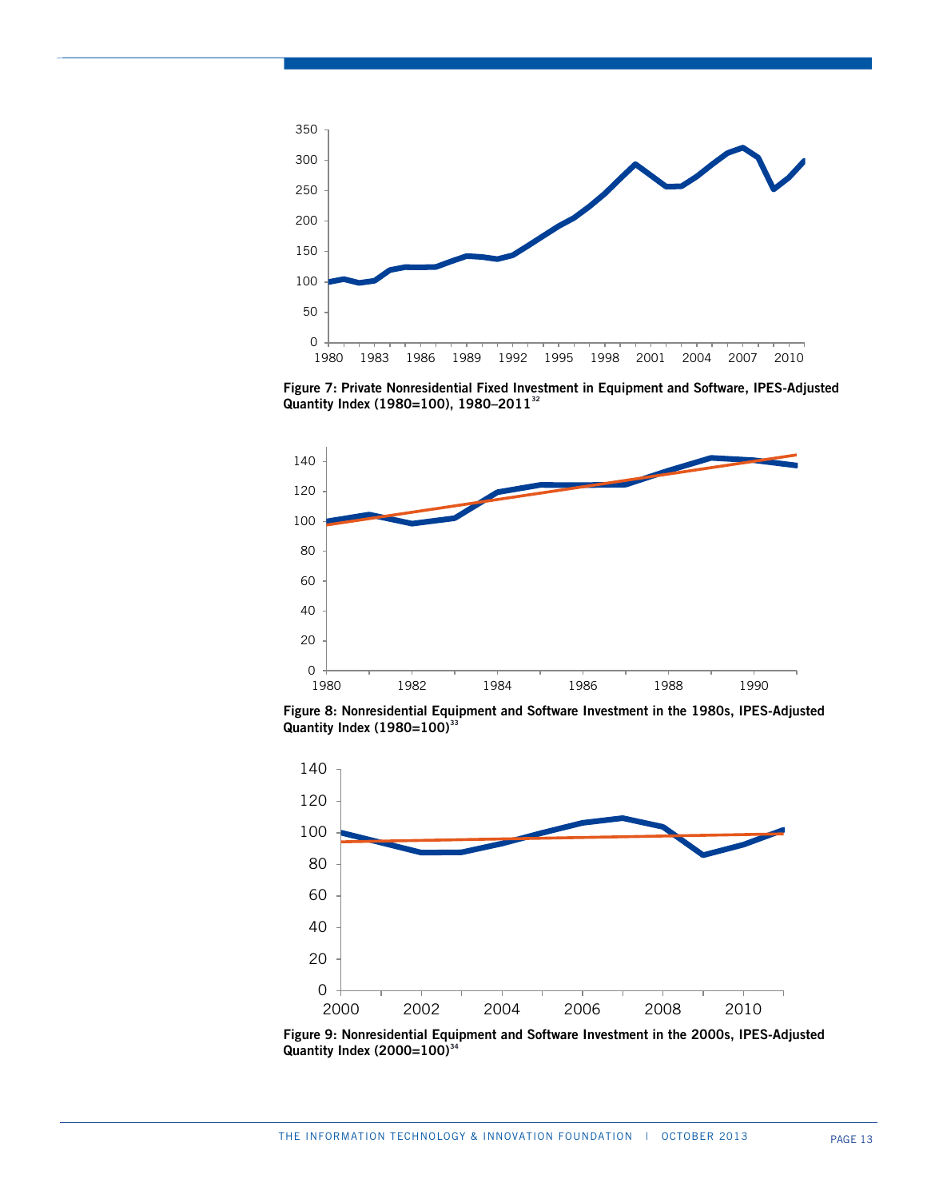**Figure 7: Private Nonresidential Fixed Investment in Equipment and Software, IPES-Adjusted Quantity Index (1980=100), 1980–2011**[32]

**Figure 8: Nonresidential Equipment and Software Investment in the 1980s, IPES-Adjusted Quantity Index (1980=100)**[33]

**Figure 9: Nonresidential Equipment and Software Investment in the 2000s, IPES-Adjusted Quantity Index (2000=100)**[34]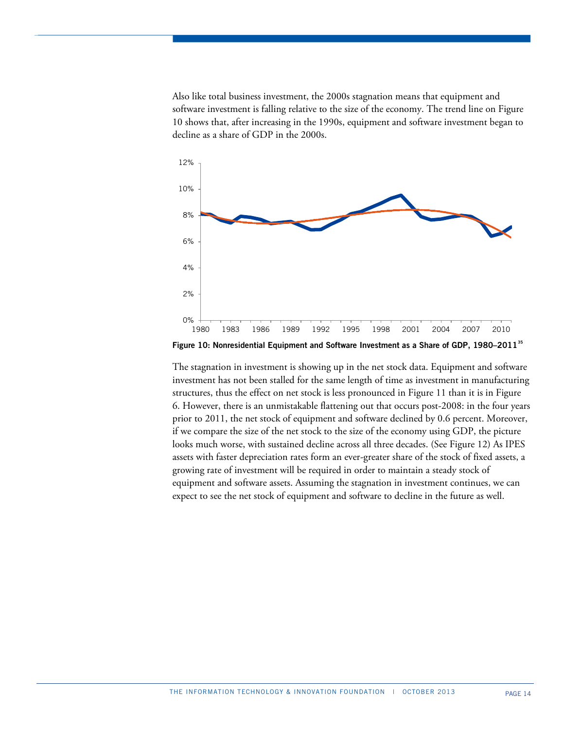Also like total business investment, the 2000s stagnation means that equipment and software investment is falling relative to the size of the economy. The trend line on Figure 10 shows that, after increasing in the 1990s, equipment and software investment began to decline as a share of GDP in the 2000s.

**Figure 10: Nonresidential Equipment and Software Investment as a Share of GDP, 1980–2011**[35]

The stagnation in investment is showing up in the net stock data. Equipment and software investment has not been stalled for the same length of time as investment in manufacturing structures, thus the effect on net stock is less pronounced in Figure 11 than it is in Figure 6. However, there is an unmistakable flattening out that occurs post-2008: in the four years prior to 2011, the net stock of equipment and software declined by 0.6 percent. Moreover, if we compare the size of the net stock to the size of the economy using GDP, the picture looks much worse, with sustained decline across all three decades. (See Figure 12) As IPES assets with faster depreciation rates form an ever-greater share of the stock of fixed assets, a growing rate of investment will be required in order to maintain a steady stock of equipment and software assets. Assuming the stagnation in investment continues, we can expect to see the net stock of equipment and software to decline in the future as well.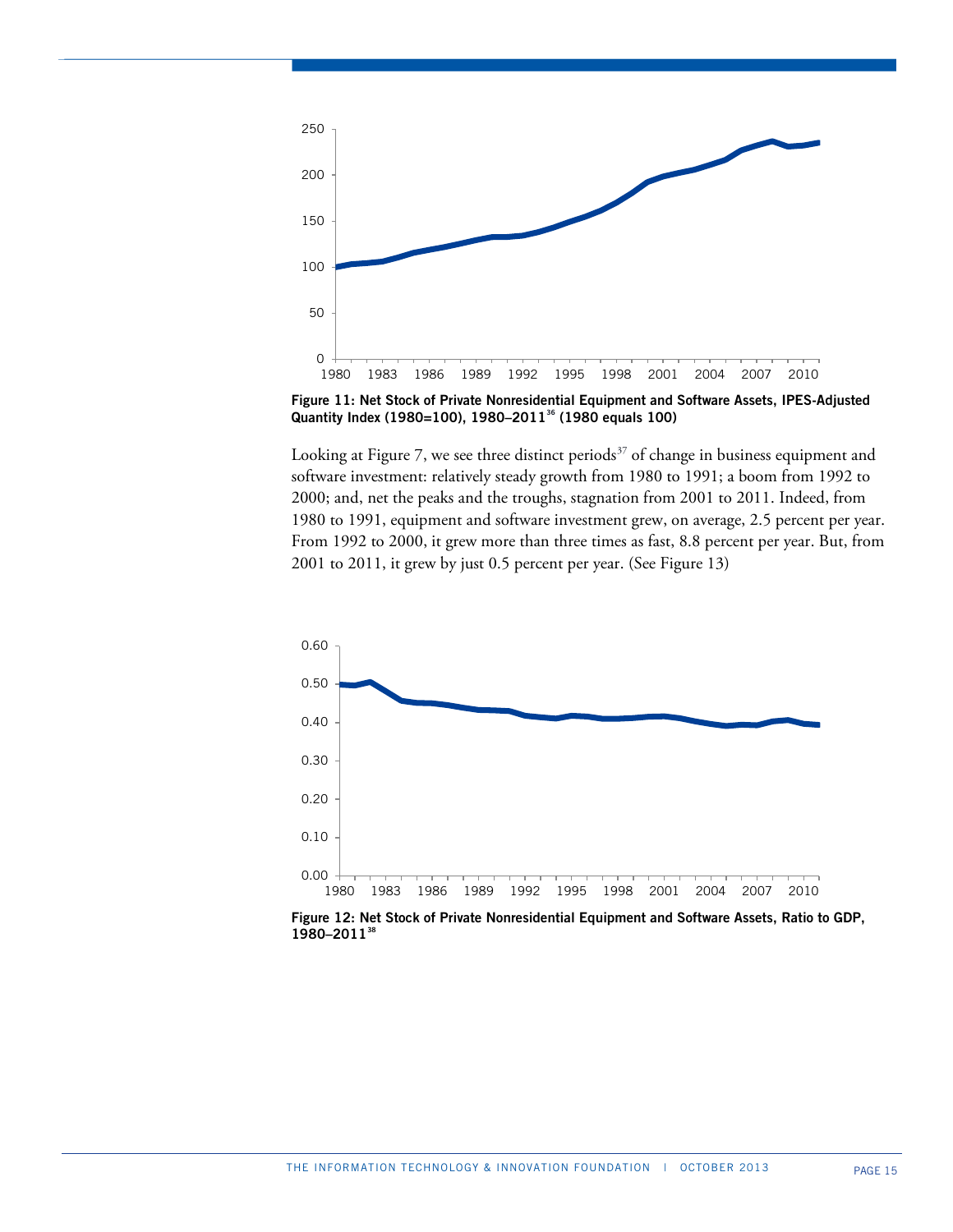**Figure 11: Net Stock of Private Nonresidential Equipment and Software Assets, IPES-Adjusted Quantity Index (1980=100), 1980–2011[36] (1980 equals 100)**

Looking at Figure 7, we see three distinct periods[37] of change in business equipment and software investment: relatively steady growth from 1980 to 1991; a boom from 1992 to 2000; and, net the peaks and the troughs, stagnation from 2001 to 2011. Indeed, from 1980 to 1991, equipment and software investment grew, on average, 2.5 percent per year. From 1992 to 2000, it grew more than three times as fast, 8.8 percent per year. But, from 2001 to 2011, it grew by just 0.5 percent per year. (See Figure 13)

**Figure 12: Net Stock of Private Nonresidential Equipment and Software Assets, Ratio to GDP, 1980–2011[38]**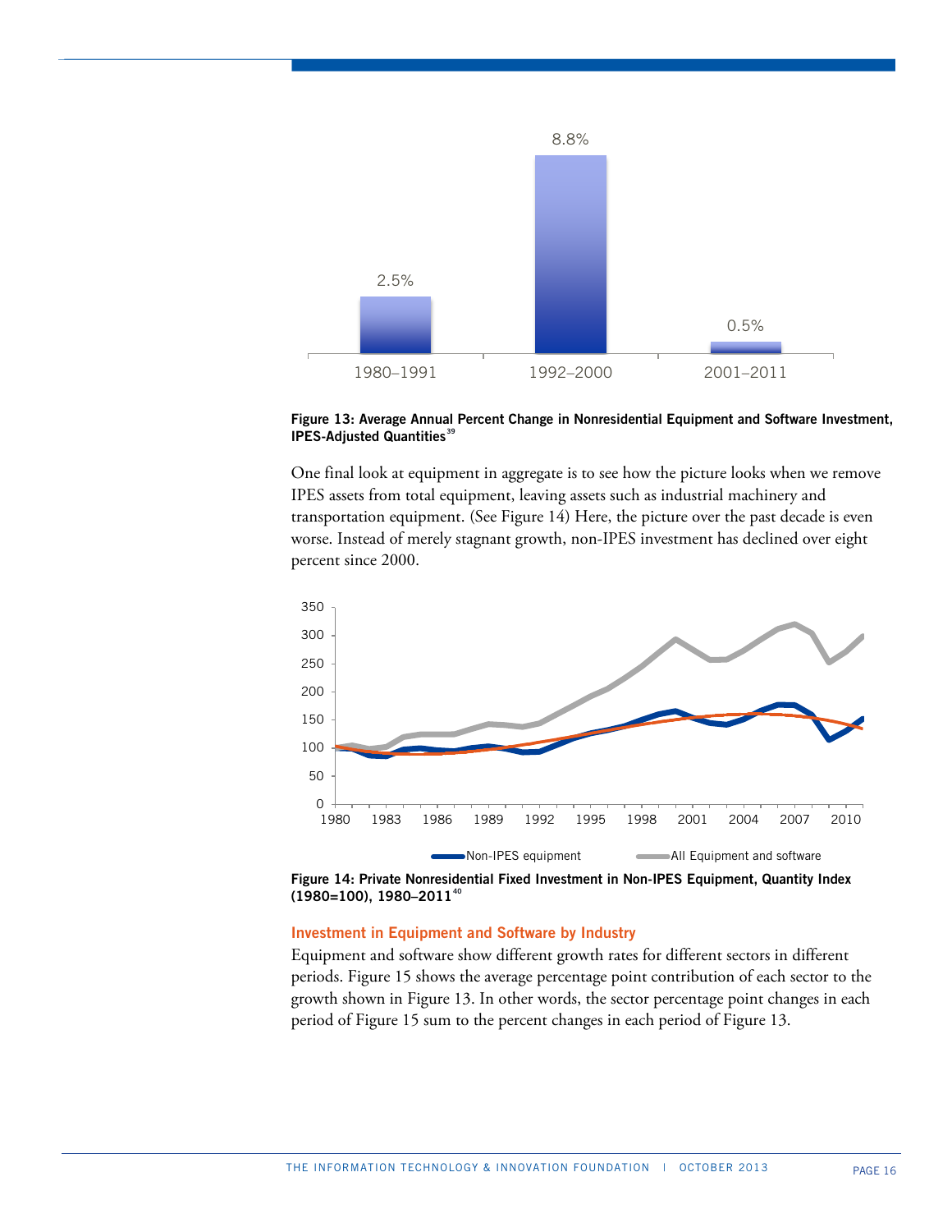**Figure 13: Average Annual Percent Change in Nonresidential Equipment and Software Investment, IPES-Adjusted Quantities**[39]

One final look at equipment in aggregate is to see how the picture looks when we remove IPES assets from total equipment, leaving assets such as industrial machinery and transportation equipment. (See Figure 14) Here, the picture over the past decade is even worse. Instead of merely stagnant growth, non-IPES investment has declined over eight percent since 2000.

**Figure 14: Private Nonresidential Fixed Investment in Non-IPES Equipment, Quantity Index (1980=100), 1980–2011**[40]

### Investment in Equipment and Software by Industry

Equipment and software show different growth rates for different sectors in different periods. Figure 15 shows the average percentage point contribution of each sector to the growth shown in Figure 13. In other words, the sector percentage point changes in each period of Figure 15 sum to the percent changes in each period of Figure 13.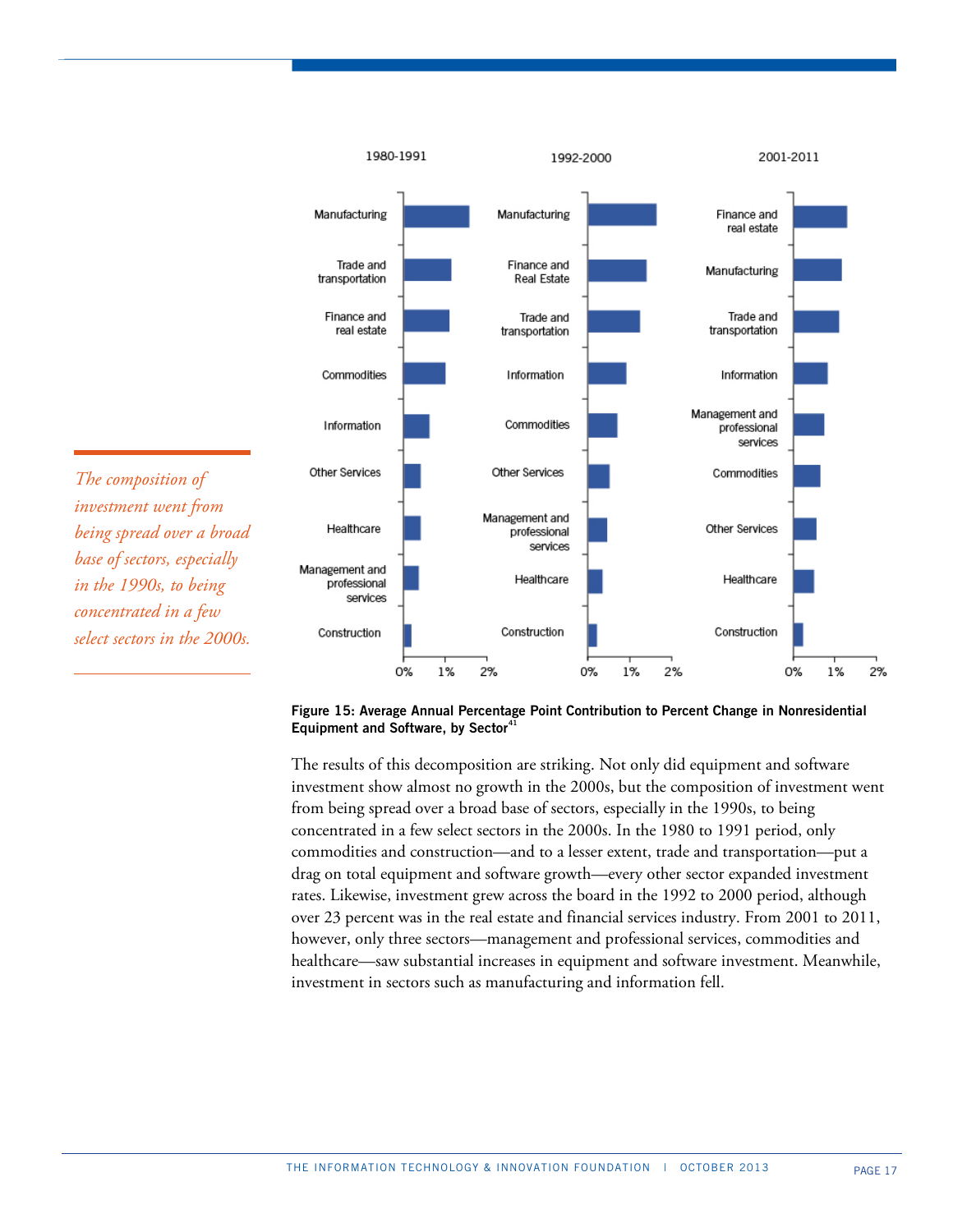*The composition of investment went from being spread over a broad base of sectors, especially in the 1990s, to being concentrated in a few select sectors in the 2000s.*

| 1980-1991 | 1992-2000 | 2001-2011 |
|---|---|---|
| Manufacturing | Manufacturing | Finance and real estate |
| Trade and transportation | Finance and Real Estate | Manufacturing |
| Finance and real estate | Trade and transportation | Trade and transportation |
| Commodities | Information | Information |
| Information | Commodities | Management and professional services |
| Other Services | Other Services | Commodities |
| Healthcare | Management and professional services | Other Services |
| Management and professional services | Healthcare | Healthcare |
| Construction | Construction | Construction |

**Figure 15: Average Annual Percentage Point Contribution to Percent Change in Nonresidential Equipment and Software, by Sector**[41]

The results of this decomposition are striking. Not only did equipment and software investment show almost no growth in the 2000s, but the composition of investment went from being spread over a broad base of sectors, especially in the 1990s, to being concentrated in a few select sectors in the 2000s. In the 1980 to 1991 period, only commodities and construction—and to a lesser extent, trade and transportation—put a drag on total equipment and software growth—every other sector expanded investment rates. Likewise, investment grew across the board in the 1992 to 2000 period, although over 23 percent was in the real estate and financial services industry. From 2001 to 2011, however, only three sectors—management and professional services, commodities and healthcare—saw substantial increases in equipment and software investment. Meanwhile, investment in sectors such as manufacturing and information fell.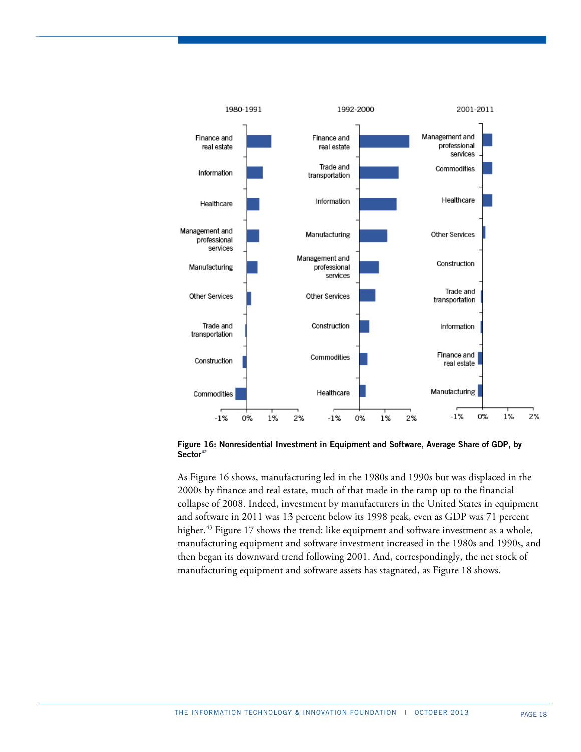**Figure 16: Nonresidential Investment in Equipment and Software, Average Share of GDP, by Sector**[42]

As Figure 16 shows, manufacturing led in the 1980s and 1990s but was displaced in the 2000s by finance and real estate, much of that made in the ramp up to the financial collapse of 2008. Indeed, investment by manufacturers in the United States in equipment and software in 2011 was 13 percent below its 1998 peak, even as GDP was 71 percent higher.[43] Figure 17 shows the trend: like equipment and software investment as a whole, manufacturing equipment and software investment increased in the 1980s and 1990s, and then began its downward trend following 2001. And, correspondingly, the net stock of manufacturing equipment and software assets has stagnated, as Figure 18 shows.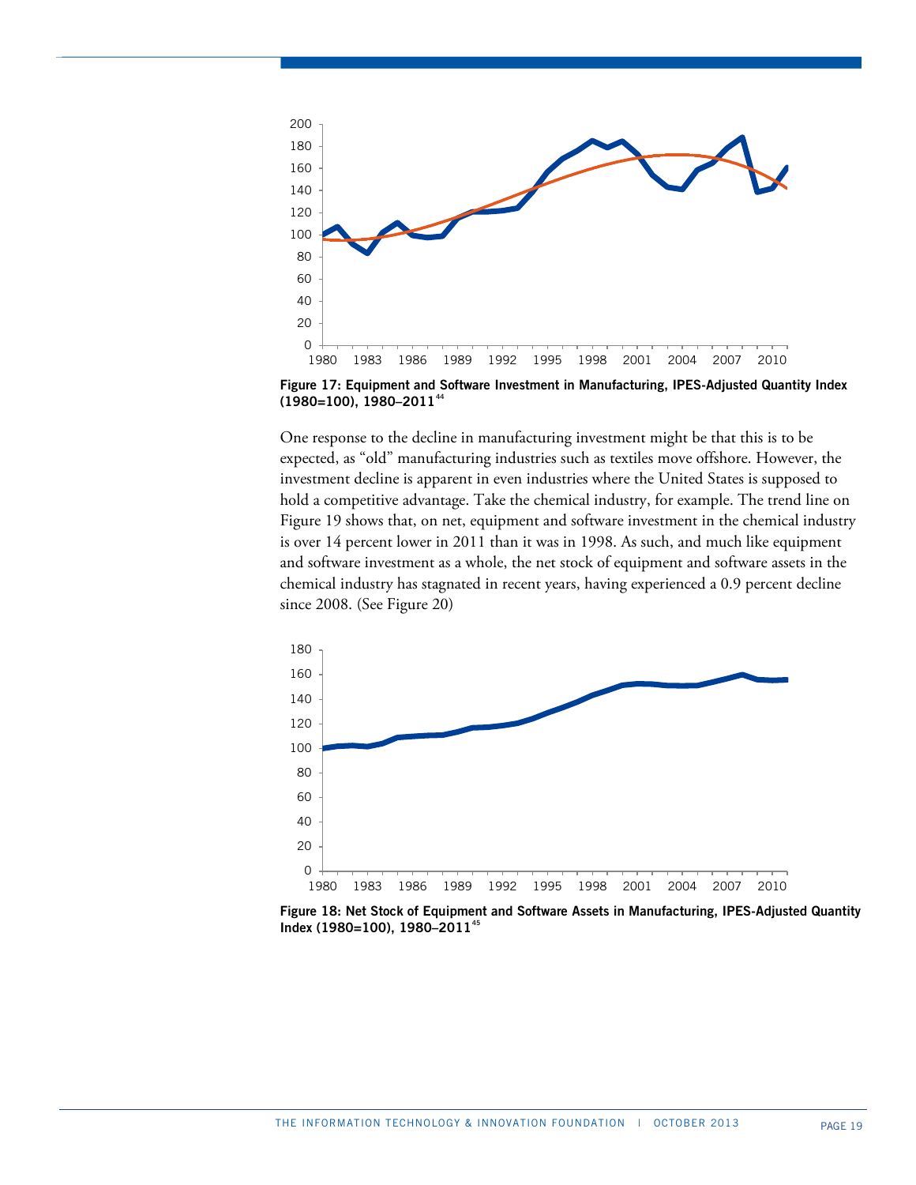Figure 17: Equipment and Software Investment in Manufacturing, IPES-Adjusted Quantity Index (1980=100), 1980–2011[44]

One response to the decline in manufacturing investment might be that this is to be expected, as "old" manufacturing industries such as textiles move offshore. However, the investment decline is apparent in even industries where the United States is supposed to hold a competitive advantage. Take the chemical industry, for example. The trend line on Figure 19 shows that, on net, equipment and software investment in the chemical industry is over 14 percent lower in 2011 than it was in 1998. As such, and much like equipment and software investment as a whole, the net stock of equipment and software assets in the chemical industry has stagnated in recent years, having experienced a 0.9 percent decline since 2008. (See Figure 20)

Figure 18: Net Stock of Equipment and Software Assets in Manufacturing, IPES-Adjusted Quantity Index (1980=100), 1980–2011[45]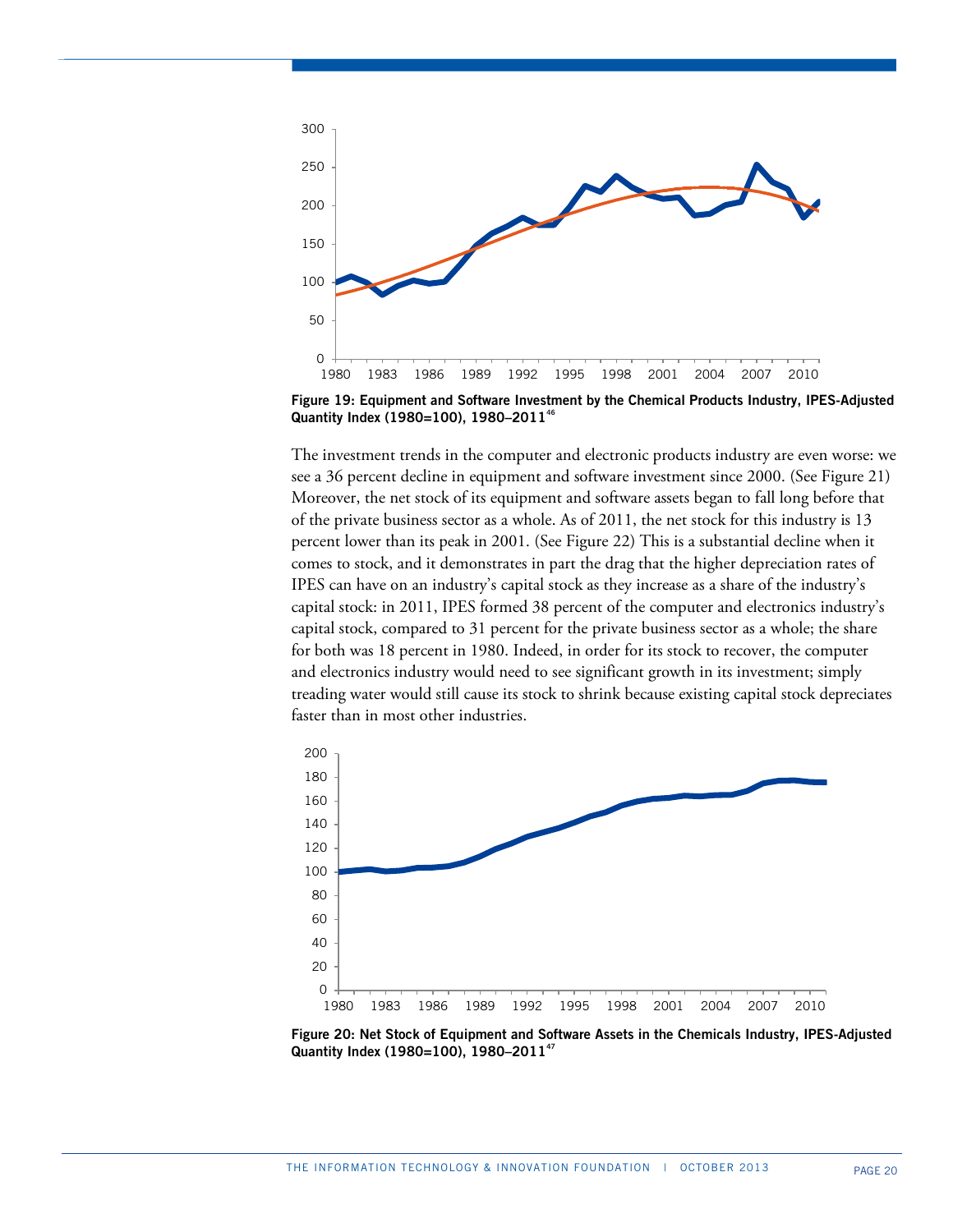**Figure 19: Equipment and Software Investment by the Chemical Products Industry, IPES-Adjusted Quantity Index (1980=100), 1980–2011**[46]

The investment trends in the computer and electronic products industry are even worse: we see a 36 percent decline in equipment and software investment since 2000. (See Figure 21) Moreover, the net stock of its equipment and software assets began to fall long before that of the private business sector as a whole. As of 2011, the net stock for this industry is 13 percent lower than its peak in 2001. (See Figure 22) This is a substantial decline when it comes to stock, and it demonstrates in part the drag that the higher depreciation rates of IPES can have on an industry's capital stock as they increase as a share of the industry's capital stock: in 2011, IPES formed 38 percent of the computer and electronics industry's capital stock, compared to 31 percent for the private business sector as a whole; the share for both was 18 percent in 1980. Indeed, in order for its stock to recover, the computer and electronics industry would need to see significant growth in its investment; simply treading water would still cause its stock to shrink because existing capital stock depreciates faster than in most other industries.

**Figure 20: Net Stock of Equipment and Software Assets in the Chemicals Industry, IPES-Adjusted Quantity Index (1980=100), 1980–2011**[47]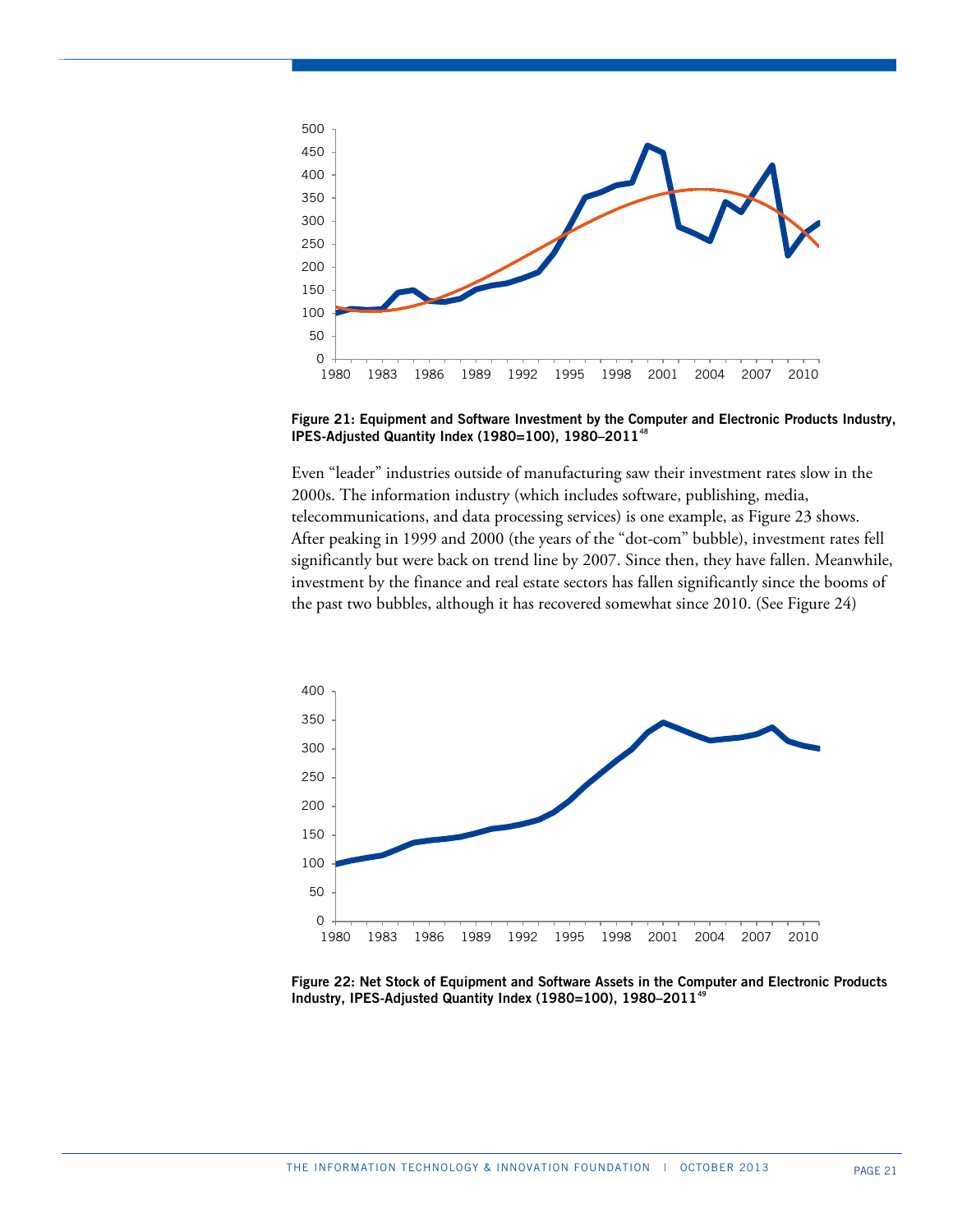Figure 21: Equipment and Software Investment by the Computer and Electronic Products Industry, IPES-Adjusted Quantity Index (1980=100), 1980–2011[48]

Even "leader" industries outside of manufacturing saw their investment rates slow in the 2000s. The information industry (which includes software, publishing, media, telecommunications, and data processing services) is one example, as Figure 23 shows. After peaking in 1999 and 2000 (the years of the "dot-com" bubble), investment rates fell significantly but were back on trend line by 2007. Since then, they have fallen. Meanwhile, investment by the finance and real estate sectors has fallen significantly since the booms of the past two bubbles, although it has recovered somewhat since 2010. (See Figure 24)

Figure 22: Net Stock of Equipment and Software Assets in the Computer and Electronic Products Industry, IPES-Adjusted Quantity Index (1980=100), 1980–2011[49]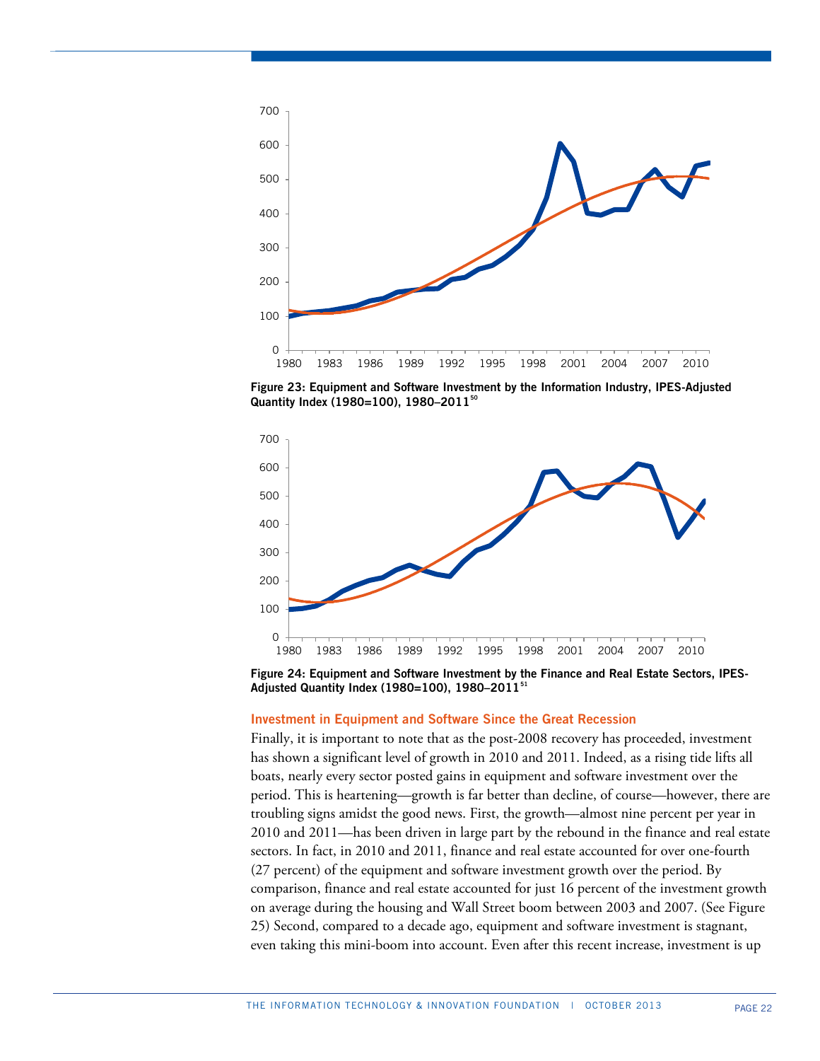Figure 23: Equipment and Software Investment by the Information Industry, IPES-Adjusted Quantity Index (1980=100), 1980–2011[50]

Figure 24: Equipment and Software Investment by the Finance and Real Estate Sectors, IPES-Adjusted Quantity Index (1980=100), 1980–2011[51]

### Investment in Equipment and Software Since the Great Recession

Finally, it is important to note that as the post-2008 recovery has proceeded, investment has shown a significant level of growth in 2010 and 2011. Indeed, as a rising tide lifts all boats, nearly every sector posted gains in equipment and software investment over the period. This is heartening—growth is far better than decline, of course—however, there are troubling signs amidst the good news. First, the growth—almost nine percent per year in 2010 and 2011—has been driven in large part by the rebound in the finance and real estate sectors. In fact, in 2010 and 2011, finance and real estate accounted for over one-fourth (27 percent) of the equipment and software investment growth over the period. By comparison, finance and real estate accounted for just 16 percent of the investment growth on average during the housing and Wall Street boom between 2003 and 2007. (See Figure 25) Second, compared to a decade ago, equipment and software investment is stagnant, even taking this mini-boom into account. Even after this recent increase, investment is up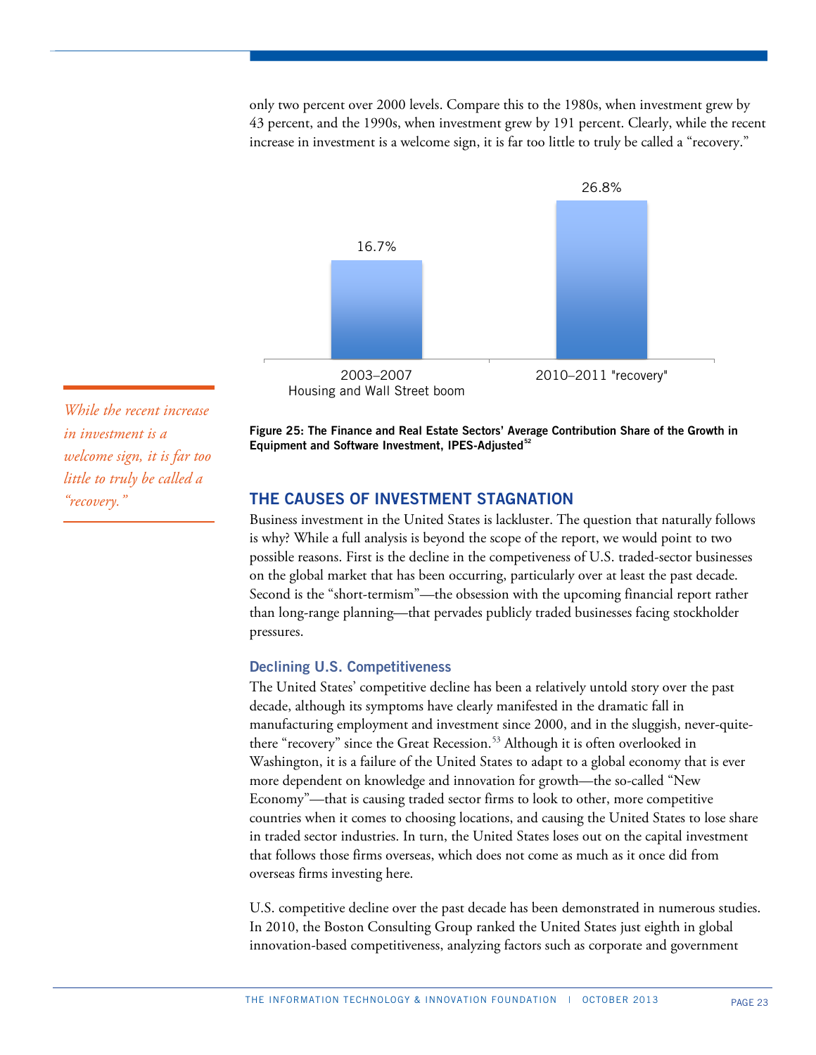only two percent over 2000 levels. Compare this to the 1980s, when investment grew by 43 percent, and the 1990s, when investment grew by 191 percent. Clearly, while the recent increase in investment is a welcome sign, it is far too little to truly be called a "recovery."

| | 2003–2007 Housing and Wall Street boom | 2010–2011 "recovery" |
|---|---|---|
| Average contribution share | 16.7% | 26.8% |

**Figure 25: The Finance and Real Estate Sectors' Average Contribution Share of the Growth in Equipment and Software Investment, IPES-Adjusted**[52]

*While the recent increase in investment is a welcome sign, it is far too little to truly be called a "recovery."*

## THE CAUSES OF INVESTMENT STAGNATION

Business investment in the United States is lackluster. The question that naturally follows is why? While a full analysis is beyond the scope of the report, we would point to two possible reasons. First is the decline in the competiveness of U.S. traded-sector businesses on the global market that has been occurring, particularly over at least the past decade. Second is the "short-termism"—the obsession with the upcoming financial report rather than long-range planning—that pervades publicly traded businesses facing stockholder pressures.

### Declining U.S. Competitiveness

The United States' competitive decline has been a relatively untold story over the past decade, although its symptoms have clearly manifested in the dramatic fall in manufacturing employment and investment since 2000, and in the sluggish, never-quite-there "recovery" since the Great Recession.[53] Although it is often overlooked in Washington, it is a failure of the United States to adapt to a global economy that is ever more dependent on knowledge and innovation for growth—the so-called "New Economy"—that is causing traded sector firms to look to other, more competitive countries when it comes to choosing locations, and causing the United States to lose share in traded sector industries. In turn, the United States loses out on the capital investment that follows those firms overseas, which does not come as much as it once did from overseas firms investing here.

U.S. competitive decline over the past decade has been demonstrated in numerous studies. In 2010, the Boston Consulting Group ranked the United States just eighth in global innovation-based competitiveness, analyzing factors such as corporate and government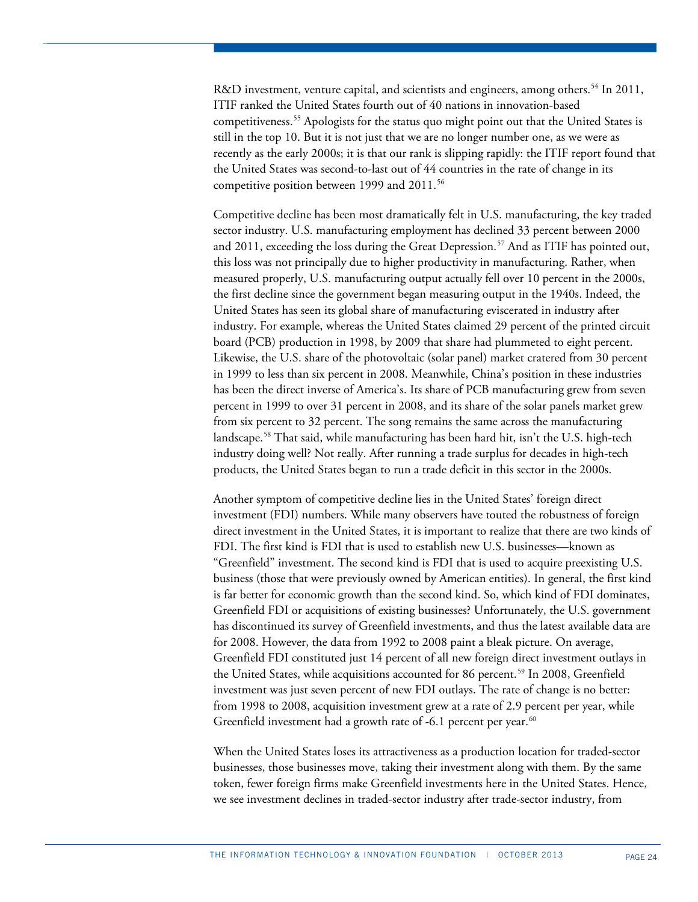R&D investment, venture capital, and scientists and engineers, among others.[54] In 2011, ITIF ranked the United States fourth out of 40 nations in innovation-based competitiveness.[55] Apologists for the status quo might point out that the United States is still in the top 10. But it is not just that we are no longer number one, as we were as recently as the early 2000s; it is that our rank is slipping rapidly: the ITIF report found that the United States was second-to-last out of 44 countries in the rate of change in its competitive position between 1999 and 2011.[56]

Competitive decline has been most dramatically felt in U.S. manufacturing, the key traded sector industry. U.S. manufacturing employment has declined 33 percent between 2000 and 2011, exceeding the loss during the Great Depression.[57] And as ITIF has pointed out, this loss was not principally due to higher productivity in manufacturing. Rather, when measured properly, U.S. manufacturing output actually fell over 10 percent in the 2000s, the first decline since the government began measuring output in the 1940s. Indeed, the United States has seen its global share of manufacturing eviscerated in industry after industry. For example, whereas the United States claimed 29 percent of the printed circuit board (PCB) production in 1998, by 2009 that share had plummeted to eight percent. Likewise, the U.S. share of the photovoltaic (solar panel) market cratered from 30 percent in 1999 to less than six percent in 2008. Meanwhile, China's position in these industries has been the direct inverse of America's. Its share of PCB manufacturing grew from seven percent in 1999 to over 31 percent in 2008, and its share of the solar panels market grew from six percent to 32 percent. The song remains the same across the manufacturing landscape.[58] That said, while manufacturing has been hard hit, isn't the U.S. high-tech industry doing well? Not really. After running a trade surplus for decades in high-tech products, the United States began to run a trade deficit in this sector in the 2000s.

Another symptom of competitive decline lies in the United States' foreign direct investment (FDI) numbers. While many observers have touted the robustness of foreign direct investment in the United States, it is important to realize that there are two kinds of FDI. The first kind is FDI that is used to establish new U.S. businesses—known as "Greenfield" investment. The second kind is FDI that is used to acquire preexisting U.S. business (those that were previously owned by American entities). In general, the first kind is far better for economic growth than the second kind. So, which kind of FDI dominates, Greenfield FDI or acquisitions of existing businesses? Unfortunately, the U.S. government has discontinued its survey of Greenfield investments, and thus the latest available data are for 2008. However, the data from 1992 to 2008 paint a bleak picture. On average, Greenfield FDI constituted just 14 percent of all new foreign direct investment outlays in the United States, while acquisitions accounted for 86 percent.[59] In 2008, Greenfield investment was just seven percent of new FDI outlays. The rate of change is no better: from 1998 to 2008, acquisition investment grew at a rate of 2.9 percent per year, while Greenfield investment had a growth rate of -6.1 percent per year.[60]

When the United States loses its attractiveness as a production location for traded-sector businesses, those businesses move, taking their investment along with them. By the same token, fewer foreign firms make Greenfield investments here in the United States. Hence, we see investment declines in traded-sector industry after trade-sector industry, from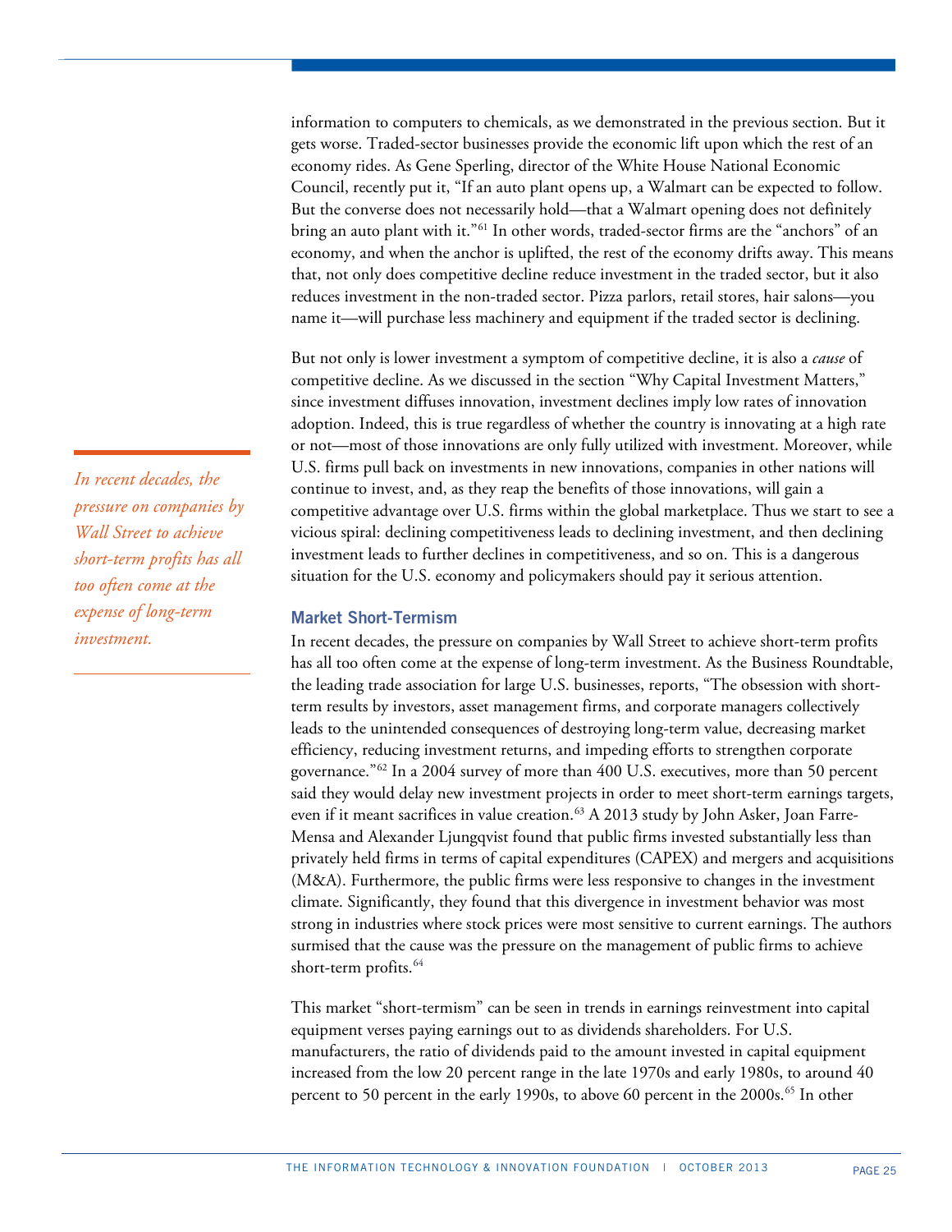information to computers to chemicals, as we demonstrated in the previous section. But it gets worse. Traded-sector businesses provide the economic lift upon which the rest of an economy rides. As Gene Sperling, director of the White House National Economic Council, recently put it, "If an auto plant opens up, a Walmart can be expected to follow. But the converse does not necessarily hold—that a Walmart opening does not definitely bring an auto plant with it."[61] In other words, traded-sector firms are the "anchors" of an economy, and when the anchor is uplifted, the rest of the economy drifts away. This means that, not only does competitive decline reduce investment in the traded sector, but it also reduces investment in the non-traded sector. Pizza parlors, retail stores, hair salons—you name it—will purchase less machinery and equipment if the traded sector is declining.

But not only is lower investment a symptom of competitive decline, it is also a *cause* of competitive decline. As we discussed in the section "Why Capital Investment Matters," since investment diffuses innovation, investment declines imply low rates of innovation adoption. Indeed, this is true regardless of whether the country is innovating at a high rate or not—most of those innovations are only fully utilized with investment. Moreover, while U.S. firms pull back on investments in new innovations, companies in other nations will continue to invest, and, as they reap the benefits of those innovations, will gain a competitive advantage over U.S. firms within the global marketplace. Thus we start to see a vicious spiral: declining competitiveness leads to declining investment, and then declining investment leads to further declines in competitiveness, and so on. This is a dangerous situation for the U.S. economy and policymakers should pay it serious attention.

*In recent decades, the pressure on companies by Wall Street to achieve short-term profits has all too often come at the expense of long-term investment.*

### Market Short-Termism

In recent decades, the pressure on companies by Wall Street to achieve short-term profits has all too often come at the expense of long-term investment. As the Business Roundtable, the leading trade association for large U.S. businesses, reports, "The obsession with short-term results by investors, asset management firms, and corporate managers collectively leads to the unintended consequences of destroying long-term value, decreasing market efficiency, reducing investment returns, and impeding efforts to strengthen corporate governance."[62] In a 2004 survey of more than 400 U.S. executives, more than 50 percent said they would delay new investment projects in order to meet short-term earnings targets, even if it meant sacrifices in value creation.[63] A 2013 study by John Asker, Joan Farre-Mensa and Alexander Ljungqvist found that public firms invested substantially less than privately held firms in terms of capital expenditures (CAPEX) and mergers and acquisitions (M&A). Furthermore, the public firms were less responsive to changes in the investment climate. Significantly, they found that this divergence in investment behavior was most strong in industries where stock prices were most sensitive to current earnings. The authors surmised that the cause was the pressure on the management of public firms to achieve short-term profits.[64]

This market "short-termism" can be seen in trends in earnings reinvestment into capital equipment verses paying earnings out to as dividends shareholders. For U.S. manufacturers, the ratio of dividends paid to the amount invested in capital equipment increased from the low 20 percent range in the late 1970s and early 1980s, to around 40 percent to 50 percent in the early 1990s, to above 60 percent in the 2000s.[65] In other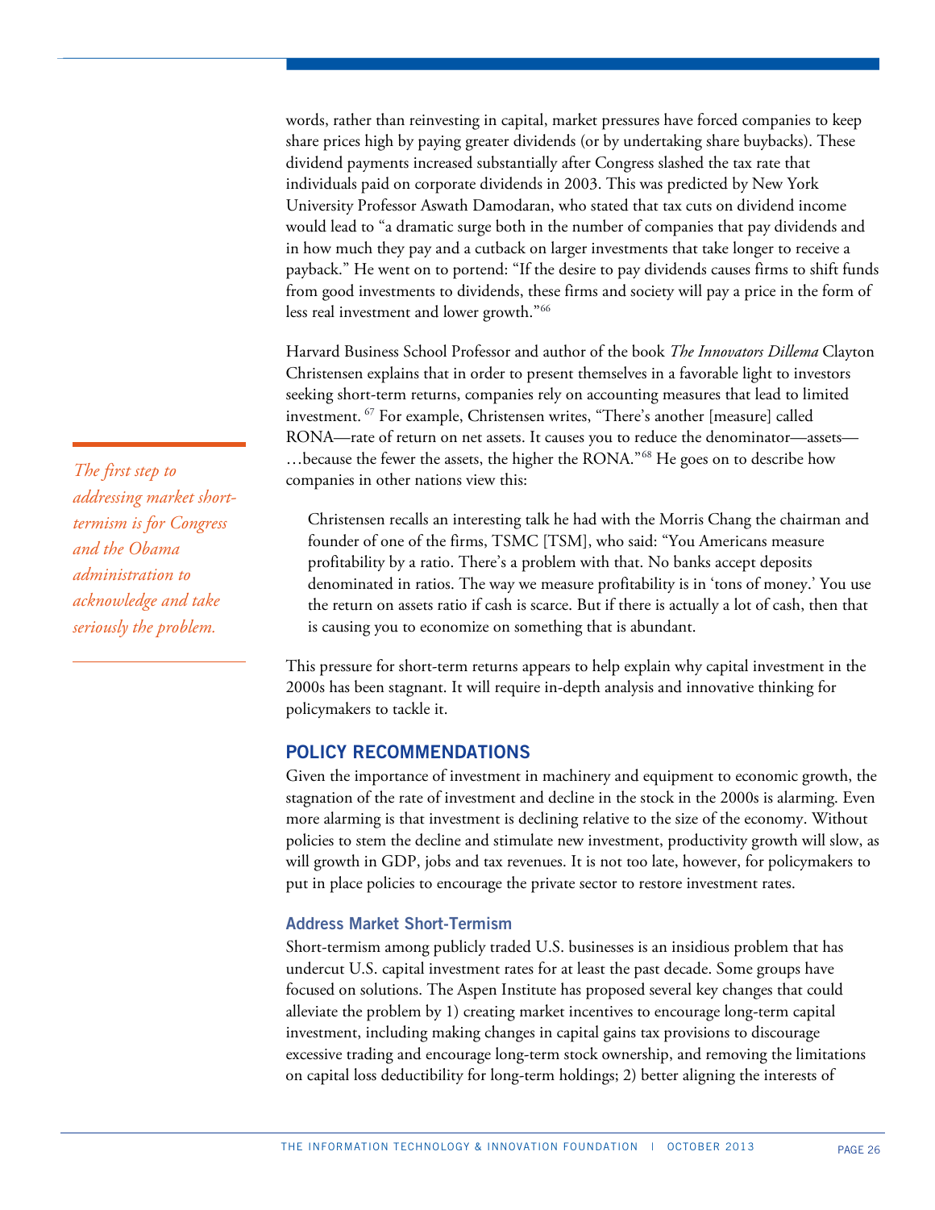words, rather than reinvesting in capital, market pressures have forced companies to keep share prices high by paying greater dividends (or by undertaking share buybacks). These dividend payments increased substantially after Congress slashed the tax rate that individuals paid on corporate dividends in 2003. This was predicted by New York University Professor Aswath Damodaran, who stated that tax cuts on dividend income would lead to "a dramatic surge both in the number of companies that pay dividends and in how much they pay and a cutback on larger investments that take longer to receive a payback." He went on to portend: "If the desire to pay dividends causes firms to shift funds from good investments to dividends, these firms and society will pay a price in the form of less real investment and lower growth."[66]

Harvard Business School Professor and author of the book *The Innovators Dillema* Clayton Christensen explains that in order to present themselves in a favorable light to investors seeking short-term returns, companies rely on accounting measures that lead to limited investment. [67] For example, Christensen writes, "There's another [measure] called RONA—rate of return on net assets. It causes you to reduce the denominator—assets—…because the fewer the assets, the higher the RONA."[68] He goes on to describe how companies in other nations view this:

*The first step to addressing market short-termism is for Congress and the Obama administration to acknowledge and take seriously the problem.*

> Christensen recalls an interesting talk he had with the Morris Chang the chairman and founder of one of the firms, TSMC [TSM], who said: "You Americans measure profitability by a ratio. There's a problem with that. No banks accept deposits denominated in ratios. The way we measure profitability is in 'tons of money.' You use the return on assets ratio if cash is scarce. But if there is actually a lot of cash, then that is causing you to economize on something that is abundant.

This pressure for short-term returns appears to help explain why capital investment in the 2000s has been stagnant. It will require in-depth analysis and innovative thinking for policymakers to tackle it.

## POLICY RECOMMENDATIONS

Given the importance of investment in machinery and equipment to economic growth, the stagnation of the rate of investment and decline in the stock in the 2000s is alarming. Even more alarming is that investment is declining relative to the size of the economy. Without policies to stem the decline and stimulate new investment, productivity growth will slow, as will growth in GDP, jobs and tax revenues. It is not too late, however, for policymakers to put in place policies to encourage the private sector to restore investment rates.

### Address Market Short-Termism

Short-termism among publicly traded U.S. businesses is an insidious problem that has undercut U.S. capital investment rates for at least the past decade. Some groups have focused on solutions. The Aspen Institute has proposed several key changes that could alleviate the problem by 1) creating market incentives to encourage long-term capital investment, including making changes in capital gains tax provisions to discourage excessive trading and encourage long-term stock ownership, and removing the limitations on capital loss deductibility for long-term holdings; 2) better aligning the interests of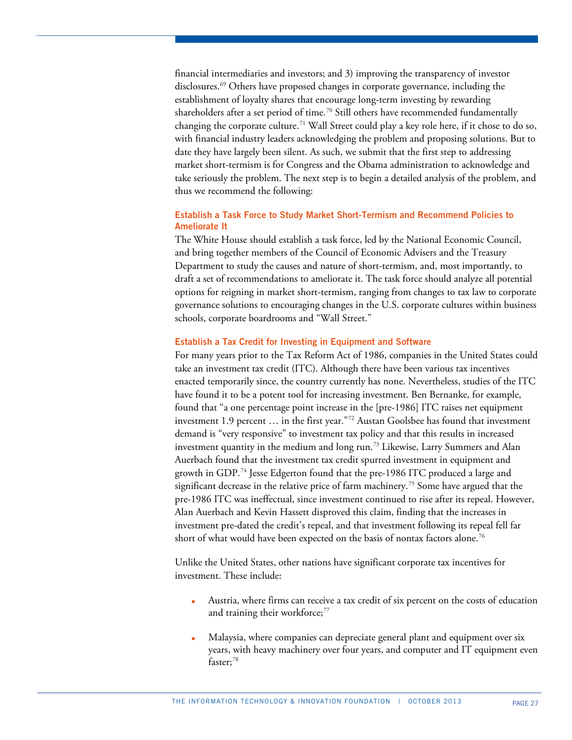financial intermediaries and investors; and 3) improving the transparency of investor disclosures.[69] Others have proposed changes in corporate governance, including the establishment of loyalty shares that encourage long-term investing by rewarding shareholders after a set period of time.[70] Still others have recommended fundamentally changing the corporate culture.[71] Wall Street could play a key role here, if it chose to do so, with financial industry leaders acknowledging the problem and proposing solutions. But to date they have largely been silent. As such, we submit that the first step to addressing market short-termism is for Congress and the Obama administration to acknowledge and take seriously the problem. The next step is to begin a detailed analysis of the problem, and thus we recommend the following:

### Establish a Task Force to Study Market Short-Termism and Recommend Policies to Ameliorate It

The White House should establish a task force, led by the National Economic Council, and bring together members of the Council of Economic Advisers and the Treasury Department to study the causes and nature of short-termism, and, most importantly, to draft a set of recommendations to ameliorate it. The task force should analyze all potential options for reigning in market short-termism, ranging from changes to tax law to corporate governance solutions to encouraging changes in the U.S. corporate cultures within business schools, corporate boardrooms and "Wall Street."

### Establish a Tax Credit for Investing in Equipment and Software

For many years prior to the Tax Reform Act of 1986, companies in the United States could take an investment tax credit (ITC). Although there have been various tax incentives enacted temporarily since, the country currently has none. Nevertheless, studies of the ITC have found it to be a potent tool for increasing investment. Ben Bernanke, for example, found that "a one percentage point increase in the [pre-1986] ITC raises net equipment investment 1.9 percent … in the first year."[72] Austan Goolsbee has found that investment demand is "very responsive" to investment tax policy and that this results in increased investment quantity in the medium and long run.[73] Likewise, Larry Summers and Alan Auerbach found that the investment tax credit spurred investment in equipment and growth in GDP.[74] Jesse Edgerton found that the pre-1986 ITC produced a large and significant decrease in the relative price of farm machinery.[75] Some have argued that the pre-1986 ITC was ineffectual, since investment continued to rise after its repeal. However, Alan Auerbach and Kevin Hassett disproved this claim, finding that the increases in investment pre-dated the credit's repeal, and that investment following its repeal fell far short of what would have been expected on the basis of nontax factors alone.[76]

Unlike the United States, other nations have significant corporate tax incentives for investment. These include:

- Austria, where firms can receive a tax credit of six percent on the costs of education and training their workforce;[77]
- Malaysia, where companies can depreciate general plant and equipment over six years, with heavy machinery over four years, and computer and IT equipment even faster;[78]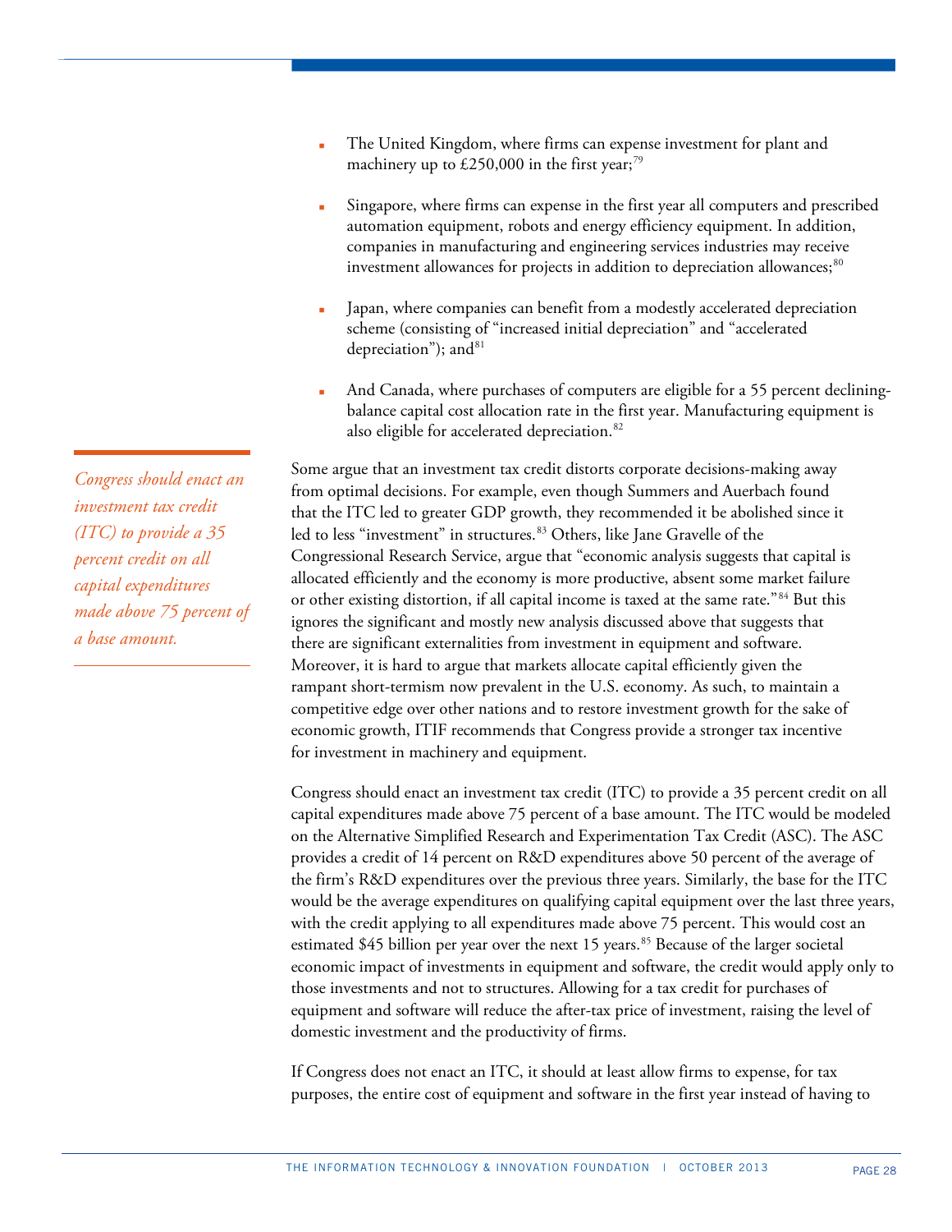- The United Kingdom, where firms can expense investment for plant and machinery up to £250,000 in the first year;[79]
- Singapore, where firms can expense in the first year all computers and prescribed automation equipment, robots and energy efficiency equipment. In addition, companies in manufacturing and engineering services industries may receive investment allowances for projects in addition to depreciation allowances;[80]
- Japan, where companies can benefit from a modestly accelerated depreciation scheme (consisting of "increased initial depreciation" and "accelerated depreciation"); and[81]
- And Canada, where purchases of computers are eligible for a 55 percent declining-balance capital cost allocation rate in the first year. Manufacturing equipment is also eligible for accelerated depreciation.[82]

*Congress should enact an investment tax credit (ITC) to provide a 35 percent credit on all capital expenditures made above 75 percent of a base amount.*

Some argue that an investment tax credit distorts corporate decisions-making away from optimal decisions. For example, even though Summers and Auerbach found that the ITC led to greater GDP growth, they recommended it be abolished since it led to less "investment" in structures.[83] Others, like Jane Gravelle of the Congressional Research Service, argue that "economic analysis suggests that capital is allocated efficiently and the economy is more productive, absent some market failure or other existing distortion, if all capital income is taxed at the same rate."[84] But this ignores the significant and mostly new analysis discussed above that suggests that there are significant externalities from investment in equipment and software. Moreover, it is hard to argue that markets allocate capital efficiently given the rampant short-termism now prevalent in the U.S. economy. As such, to maintain a competitive edge over other nations and to restore investment growth for the sake of economic growth, ITIF recommends that Congress provide a stronger tax incentive for investment in machinery and equipment.

Congress should enact an investment tax credit (ITC) to provide a 35 percent credit on all capital expenditures made above 75 percent of a base amount. The ITC would be modeled on the Alternative Simplified Research and Experimentation Tax Credit (ASC). The ASC provides a credit of 14 percent on R&D expenditures above 50 percent of the average of the firm's R&D expenditures over the previous three years. Similarly, the base for the ITC would be the average expenditures on qualifying capital equipment over the last three years, with the credit applying to all expenditures made above 75 percent. This would cost an estimated $45 billion per year over the next 15 years.[85] Because of the larger societal economic impact of investments in equipment and software, the credit would apply only to those investments and not to structures. Allowing for a tax credit for purchases of equipment and software will reduce the after-tax price of investment, raising the level of domestic investment and the productivity of firms.

If Congress does not enact an ITC, it should at least allow firms to expense, for tax purposes, the entire cost of equipment and software in the first year instead of having to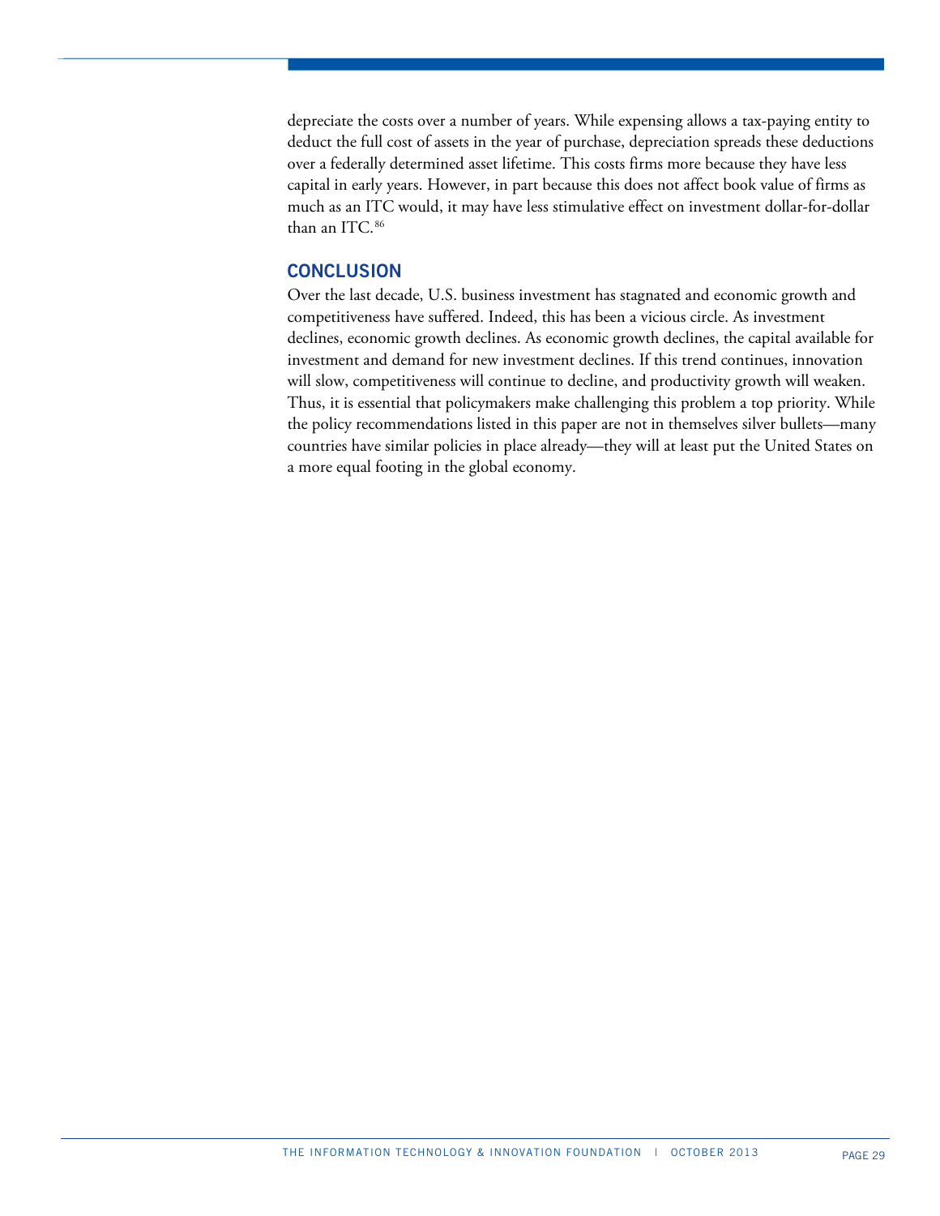depreciate the costs over a number of years. While expensing allows a tax-paying entity to deduct the full cost of assets in the year of purchase, depreciation spreads these deductions over a federally determined asset lifetime. This costs firms more because they have less capital in early years. However, in part because this does not affect book value of firms as much as an ITC would, it may have less stimulative effect on investment dollar-for-dollar than an ITC.[86]

## CONCLUSION

Over the last decade, U.S. business investment has stagnated and economic growth and competitiveness have suffered. Indeed, this has been a vicious circle. As investment declines, economic growth declines. As economic growth declines, the capital available for investment and demand for new investment declines. If this trend continues, innovation will slow, competitiveness will continue to decline, and productivity growth will weaken. Thus, it is essential that policymakers make challenging this problem a top priority. While the policy recommendations listed in this paper are not in themselves silver bullets—many countries have similar policies in place already—they will at least put the United States on a more equal footing in the global economy.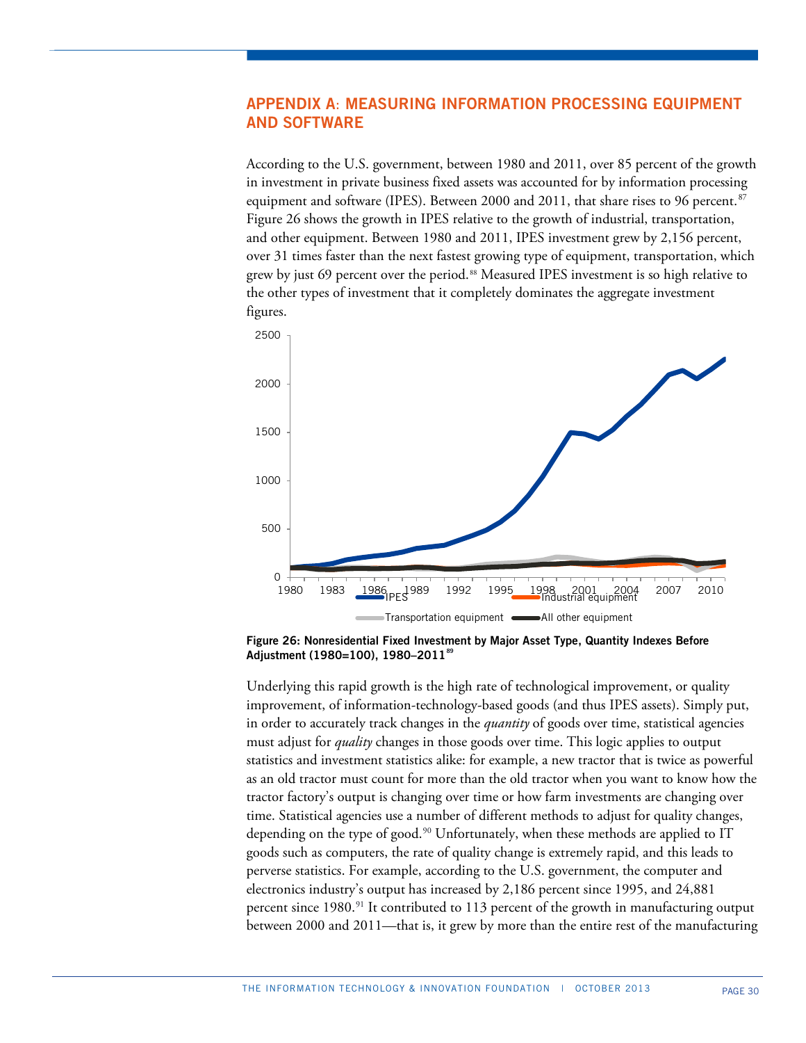## APPENDIX A: MEASURING INFORMATION PROCESSING EQUIPMENT AND SOFTWARE

According to the U.S. government, between 1980 and 2011, over 85 percent of the growth in investment in private business fixed assets was accounted for by information processing equipment and software (IPES). Between 2000 and 2011, that share rises to 96 percent.[87] Figure 26 shows the growth in IPES relative to the growth of industrial, transportation, and other equipment. Between 1980 and 2011, IPES investment grew by 2,156 percent, over 31 times faster than the next fastest growing type of equipment, transportation, which grew by just 69 percent over the period.[88] Measured IPES investment is so high relative to the other types of investment that it completely dominates the aggregate investment figures.

**Figure 26: Nonresidential Fixed Investment by Major Asset Type, Quantity Indexes Before Adjustment (1980=100), 1980–2011**[89]

Underlying this rapid growth is the high rate of technological improvement, or quality improvement, of information-technology-based goods (and thus IPES assets). Simply put, in order to accurately track changes in the *quantity* of goods over time, statistical agencies must adjust for *quality* changes in those goods over time. This logic applies to output statistics and investment statistics alike: for example, a new tractor that is twice as powerful as an old tractor must count for more than the old tractor when you want to know how the tractor factory's output is changing over time or how farm investments are changing over time. Statistical agencies use a number of different methods to adjust for quality changes, depending on the type of good.[90] Unfortunately, when these methods are applied to IT goods such as computers, the rate of quality change is extremely rapid, and this leads to perverse statistics. For example, according to the U.S. government, the computer and electronics industry's output has increased by 2,186 percent since 1995, and 24,881 percent since 1980.[91] It contributed to 113 percent of the growth in manufacturing output between 2000 and 2011—that is, it grew by more than the entire rest of the manufacturing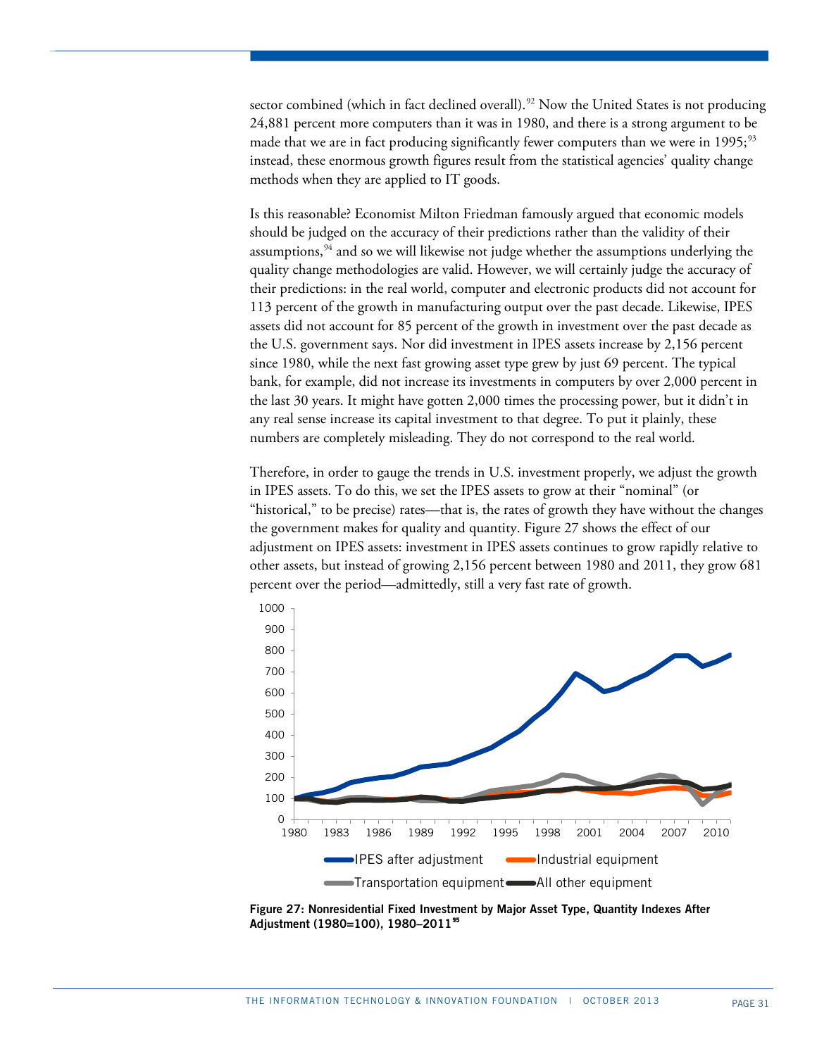sector combined (which in fact declined overall).[92] Now the United States is not producing 24,881 percent more computers than it was in 1980, and there is a strong argument to be made that we are in fact producing significantly fewer computers than we were in 1995;[93] instead, these enormous growth figures result from the statistical agencies' quality change methods when they are applied to IT goods.

Is this reasonable? Economist Milton Friedman famously argued that economic models should be judged on the accuracy of their predictions rather than the validity of their assumptions,[94] and so we will likewise not judge whether the assumptions underlying the quality change methodologies are valid. However, we will certainly judge the accuracy of their predictions: in the real world, computer and electronic products did not account for 113 percent of the growth in manufacturing output over the past decade. Likewise, IPES assets did not account for 85 percent of the growth in investment over the past decade as the U.S. government says. Nor did investment in IPES assets increase by 2,156 percent since 1980, while the next fast growing asset type grew by just 69 percent. The typical bank, for example, did not increase its investments in computers by over 2,000 percent in the last 30 years. It might have gotten 2,000 times the processing power, but it didn't in any real sense increase its capital investment to that degree. To put it plainly, these numbers are completely misleading. They do not correspond to the real world.

Therefore, in order to gauge the trends in U.S. investment properly, we adjust the growth in IPES assets. To do this, we set the IPES assets to grow at their "nominal" (or "historical," to be precise) rates—that is, the rates of growth they have without the changes the government makes for quality and quantity. Figure 27 shows the effect of our adjustment on IPES assets: investment in IPES assets continues to grow rapidly relative to other assets, but instead of growing 2,156 percent between 1980 and 2011, they grow 681 percent over the period—admittedly, still a very fast rate of growth.

**Figure 27: Nonresidential Fixed Investment by Major Asset Type, Quantity Indexes After Adjustment (1980=100), 1980–2011**[95]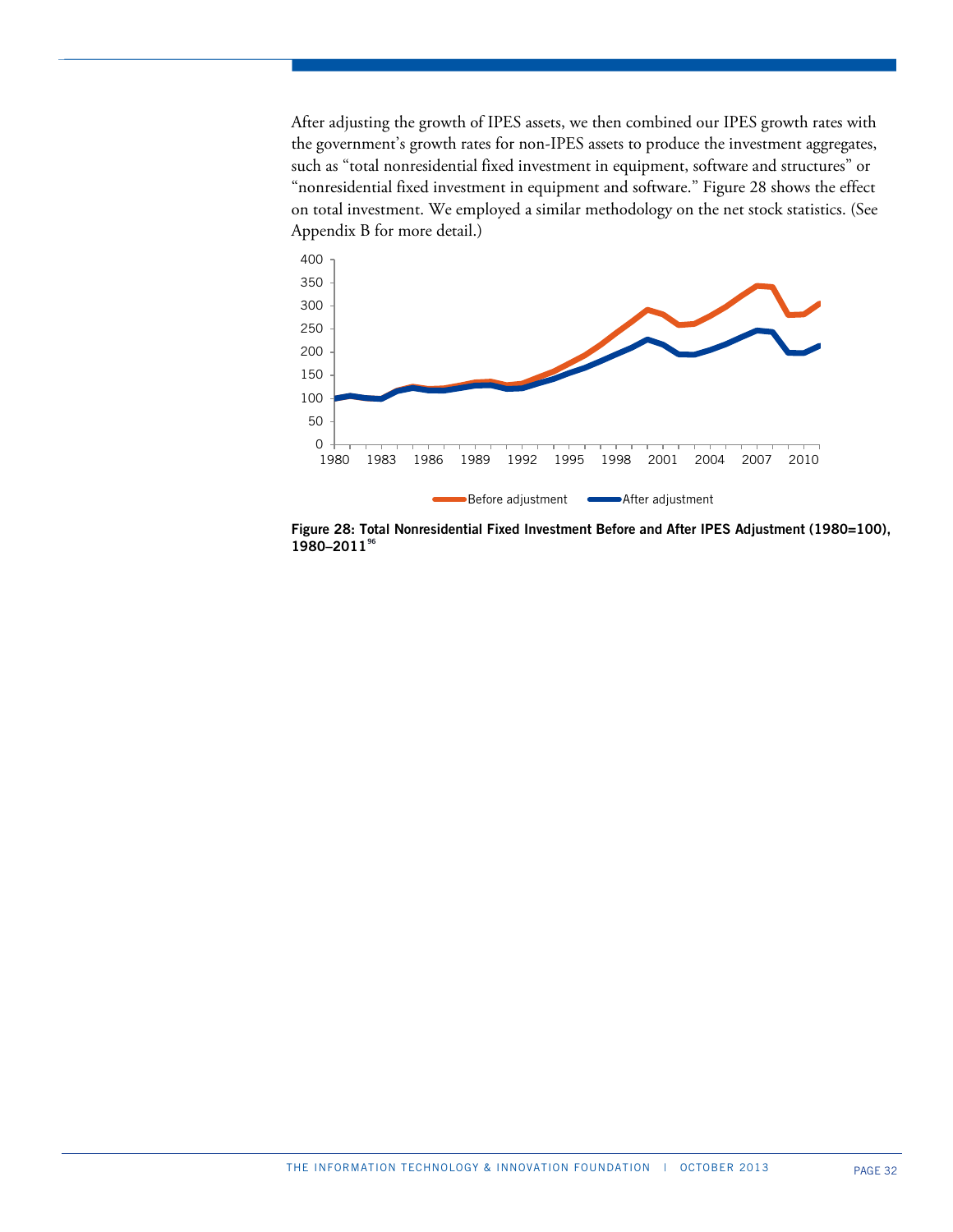After adjusting the growth of IPES assets, we then combined our IPES growth rates with the government's growth rates for non-IPES assets to produce the investment aggregates, such as "total nonresidential fixed investment in equipment, software and structures" or "nonresidential fixed investment in equipment and software." Figure 28 shows the effect on total investment. We employed a similar methodology on the net stock statistics. (See Appendix B for more detail.)

**Figure 28: Total Nonresidential Fixed Investment Before and After IPES Adjustment (1980=100), 1980–2011**[96]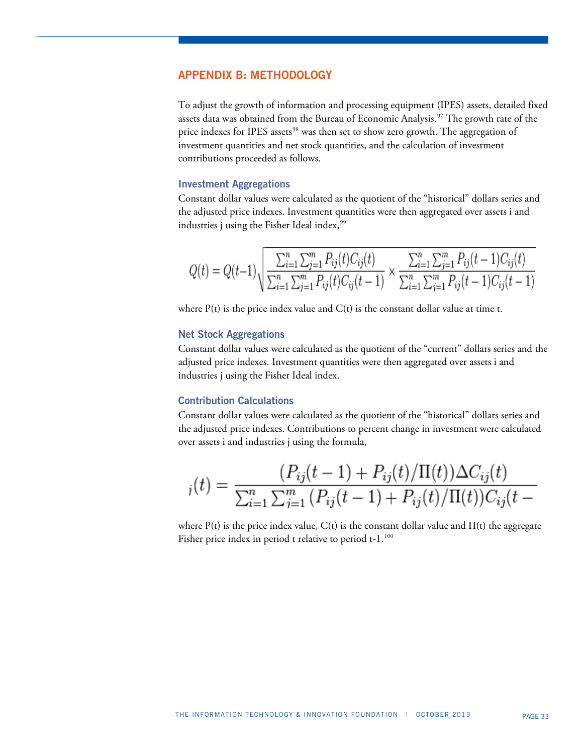## APPENDIX B: METHODOLOGY

To adjust the growth of information and processing equipment (IPES) assets, detailed fixed assets data was obtained from the Bureau of Economic Analysis.[97] The growth rate of the price indexes for IPES assets[98] was then set to show zero growth. The aggregation of investment quantities and net stock quantities, and the calculation of investment contributions proceeded as follows.

### Investment Aggregations

Constant dollar values were calculated as the quotient of the "historical" dollars series and the adjusted price indexes. Investment quantities were then aggregated over assets i and industries j using the Fisher Ideal index,[99]

$$Q(t) = Q(t-1)\sqrt{\frac{\sum_{i=1}^{n}\sum_{j=1}^{m} P_{ij}(t)C_{ij}(t)}{\sum_{i=1}^{n}\sum_{j=1}^{m} P_{ij}(t)C_{ij}(t-1)} \times \frac{\sum_{i=1}^{n}\sum_{j=1}^{m} P_{ij}(t-1)C_{ij}(t)}{\sum_{i=1}^{n}\sum_{j=1}^{m} P_{ij}(t-1)C_{ij}(t-1)}}$$

where P(t) is the price index value and C(t) is the constant dollar value at time t.

### Net Stock Aggregations

Constant dollar values were calculated as the quotient of the "current" dollars series and the adjusted price indexes. Investment quantities were then aggregated over assets i and industries j using the Fisher Ideal index.

### Contribution Calculations

Constant dollar values were calculated as the quotient of the "historical" dollars series and the adjusted price indexes. Contributions to percent change in investment were calculated over assets i and industries j using the formula,

$$_{j}(t) = \frac{(P_{ij}(t-1) + P_{ij}(t)/\Pi(t))\Delta C_{ij}(t)}{\sum_{i=1}^{n}\sum_{j=1}^{m}(P_{ij}(t-1) + P_{ij}(t)/\Pi(t))C_{ij}(t -}$$

where P(t) is the price index value, C(t) is the constant dollar value and Π(t) the aggregate Fisher price index in period t relative to period t-1.[100]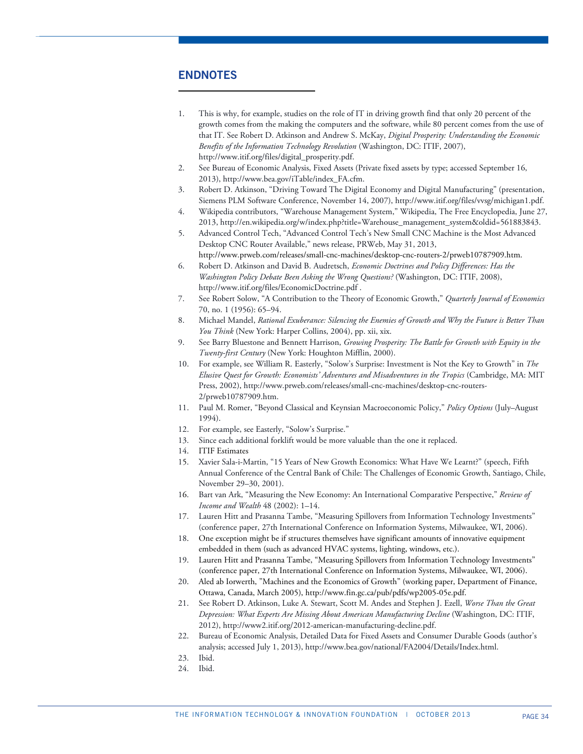## ENDNOTES

1. This is why, for example, studies on the role of IT in driving growth find that only 20 percent of the growth comes from the making the computers and the software, while 80 percent comes from the use of that IT. See Robert D. Atkinson and Andrew S. McKay, *Digital Prosperity: Understanding the Economic Benefits of the Information Technology Revolution* (Washington, DC: ITIF, 2007), http://www.itif.org/files/digital_prosperity.pdf.
2. See Bureau of Economic Analysis, Fixed Assets (Private fixed assets by type; accessed September 16, 2013), http://www.bea.gov/iTable/index_FA.cfm.
3. Robert D. Atkinson, "Driving Toward The Digital Economy and Digital Manufacturing" (presentation, Siemens PLM Software Conference, November 14, 2007), http://www.itif.org/files/vvsg/michigan1.pdf.
4. Wikipedia contributors, "Warehouse Management System," Wikipedia, The Free Encyclopedia, June 27, 2013, http://en.wikipedia.org/w/index.php?title=Warehouse_management_system&oldid=561883843.
5. Advanced Control Tech, "Advanced Control Tech's New Small CNC Machine is the Most Advanced Desktop CNC Router Available," news release, PRWeb, May 31, 2013, http://www.prweb.com/releases/small-cnc-machines/desktop-cnc-routers-2/prweb10787909.htm.
6. Robert D. Atkinson and David B. Audretsch, *Economic Doctrines and Policy Differences: Has the Washington Policy Debate Been Asking the Wrong Questions?* (Washington, DC: ITIF, 2008), http://www.itif.org/files/EconomicDoctrine.pdf .
7. See Robert Solow, "A Contribution to the Theory of Economic Growth," *Quarterly Journal of Economics* 70, no. 1 (1956): 65–94.
8. Michael Mandel, *Rational Exuberance: Silencing the Enemies of Growth and Why the Future is Better Than You Think* (New York: Harper Collins, 2004), pp. xii, xix.
9. See Barry Bluestone and Bennett Harrison, *Growing Prosperity: The Battle for Growth with Equity in the Twenty-first Century* (New York: Houghton Mifflin, 2000).
10. For example, see William R. Easterly, "Solow's Surprise: Investment is Not the Key to Growth" in *The Elusive Quest for Growth: Economists' Adventures and Misadventures in the Tropics* (Cambridge, MA: MIT Press, 2002), http://www.prweb.com/releases/small-cnc-machines/desktop-cnc-routers-2/prweb10787909.htm.
11. Paul M. Romer, "Beyond Classical and Keynsian Macroeconomic Policy," *Policy Options* (July–August 1994).
12. For example, see Easterly, "Solow's Surprise."
13. Since each additional forklift would be more valuable than the one it replaced.
14. ITIF Estimates
15. Xavier Sala-i-Martin, "15 Years of New Growth Economics: What Have We Learnt?" (speech, Fifth Annual Conference of the Central Bank of Chile: The Challenges of Economic Growth, Santiago, Chile, November 29–30, 2001).
16. Bart van Ark, "Measuring the New Economy: An International Comparative Perspective," *Review of Income and Wealth* 48 (2002): 1–14.
17. Lauren Hitt and Prasanna Tambe, "Measuring Spillovers from Information Technology Investments" (conference paper, 27th International Conference on Information Systems, Milwaukee, WI, 2006).
18. One exception might be if structures themselves have significant amounts of innovative equipment embedded in them (such as advanced HVAC systems, lighting, windows, etc.).
19. Lauren Hitt and Prasanna Tambe, "Measuring Spillovers from Information Technology Investments" (conference paper, 27th International Conference on Information Systems, Milwaukee, WI, 2006).
20. Aled ab Iorwerth, "Machines and the Economics of Growth" (working paper, Department of Finance, Ottawa, Canada, March 2005), http://www.fin.gc.ca/pub/pdfs/wp2005-05e.pdf.
21. See Robert D. Atkinson, Luke A. Stewart, Scott M. Andes and Stephen J. Ezell, *Worse Than the Great Depression: What Experts Are Missing About American Manufacturing Decline* (Washington, DC: ITIF, 2012), http://www2.itif.org/2012-american-manufacturing-decline.pdf.
22. Bureau of Economic Analysis, Detailed Data for Fixed Assets and Consumer Durable Goods (author's analysis; accessed July 1, 2013), http://www.bea.gov/national/FA2004/Details/Index.html.
23. Ibid.
24. Ibid.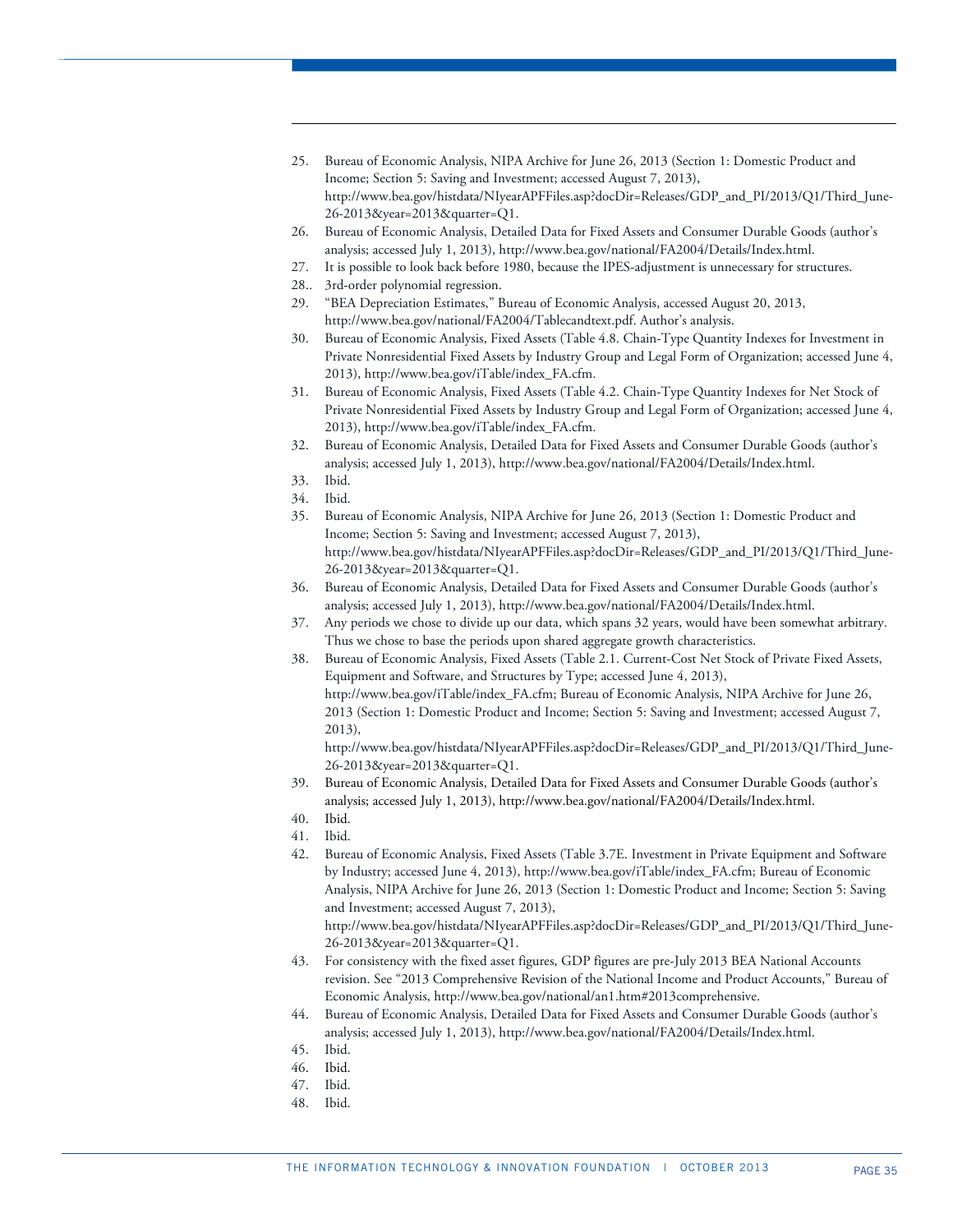25. Bureau of Economic Analysis, NIPA Archive for June 26, 2013 (Section 1: Domestic Product and Income; Section 5: Saving and Investment; accessed August 7, 2013), http://www.bea.gov/histdata/NIyearAPFFiles.asp?docDir=Releases/GDP_and_PI/2013/Q1/Third_June-26-2013&year=2013&quarter=Q1.
26. Bureau of Economic Analysis, Detailed Data for Fixed Assets and Consumer Durable Goods (author's analysis; accessed July 1, 2013), http://www.bea.gov/national/FA2004/Details/Index.html.
27. It is possible to look back before 1980, because the IPES-adjustment is unnecessary for structures.
28.. 3rd-order polynomial regression.
29. "BEA Depreciation Estimates," Bureau of Economic Analysis, accessed August 20, 2013, http://www.bea.gov/national/FA2004/Tablecandtext.pdf. Author's analysis.
30. Bureau of Economic Analysis, Fixed Assets (Table 4.8. Chain-Type Quantity Indexes for Investment in Private Nonresidential Fixed Assets by Industry Group and Legal Form of Organization; accessed June 4, 2013), http://www.bea.gov/iTable/index_FA.cfm.
31. Bureau of Economic Analysis, Fixed Assets (Table 4.2. Chain-Type Quantity Indexes for Net Stock of Private Nonresidential Fixed Assets by Industry Group and Legal Form of Organization; accessed June 4, 2013), http://www.bea.gov/iTable/index_FA.cfm.
32. Bureau of Economic Analysis, Detailed Data for Fixed Assets and Consumer Durable Goods (author's analysis; accessed July 1, 2013), http://www.bea.gov/national/FA2004/Details/Index.html.
33. Ibid.
34. Ibid.
35. Bureau of Economic Analysis, NIPA Archive for June 26, 2013 (Section 1: Domestic Product and Income; Section 5: Saving and Investment; accessed August 7, 2013), http://www.bea.gov/histdata/NIyearAPFFiles.asp?docDir=Releases/GDP_and_PI/2013/Q1/Third_June-26-2013&year=2013&quarter=Q1.
36. Bureau of Economic Analysis, Detailed Data for Fixed Assets and Consumer Durable Goods (author's analysis; accessed July 1, 2013), http://www.bea.gov/national/FA2004/Details/Index.html.
37. Any periods we chose to divide up our data, which spans 32 years, would have been somewhat arbitrary. Thus we chose to base the periods upon shared aggregate growth characteristics.
38. Bureau of Economic Analysis, Fixed Assets (Table 2.1. Current-Cost Net Stock of Private Fixed Assets, Equipment and Software, and Structures by Type; accessed June 4, 2013), http://www.bea.gov/iTable/index_FA.cfm; Bureau of Economic Analysis, NIPA Archive for June 26, 2013 (Section 1: Domestic Product and Income; Section 5: Saving and Investment; accessed August 7, 2013), http://www.bea.gov/histdata/NIyearAPFFiles.asp?docDir=Releases/GDP_and_PI/2013/Q1/Third_June-26-2013&year=2013&quarter=Q1.
39. Bureau of Economic Analysis, Detailed Data for Fixed Assets and Consumer Durable Goods (author's analysis; accessed July 1, 2013), http://www.bea.gov/national/FA2004/Details/Index.html.
40. Ibid.
41. Ibid.
42. Bureau of Economic Analysis, Fixed Assets (Table 3.7E. Investment in Private Equipment and Software by Industry; accessed June 4, 2013), http://www.bea.gov/iTable/index_FA.cfm; Bureau of Economic Analysis, NIPA Archive for June 26, 2013 (Section 1: Domestic Product and Income; Section 5: Saving and Investment; accessed August 7, 2013), http://www.bea.gov/histdata/NIyearAPFFiles.asp?docDir=Releases/GDP_and_PI/2013/Q1/Third_June-26-2013&year=2013&quarter=Q1.
43. For consistency with the fixed asset figures, GDP figures are pre-July 2013 BEA National Accounts revision. See "2013 Comprehensive Revision of the National Income and Product Accounts," Bureau of Economic Analysis, http://www.bea.gov/national/an1.htm#2013comprehensive.
44. Bureau of Economic Analysis, Detailed Data for Fixed Assets and Consumer Durable Goods (author's analysis; accessed July 1, 2013), http://www.bea.gov/national/FA2004/Details/Index.html.
45. Ibid.
46. Ibid.
47. Ibid.
48. Ibid.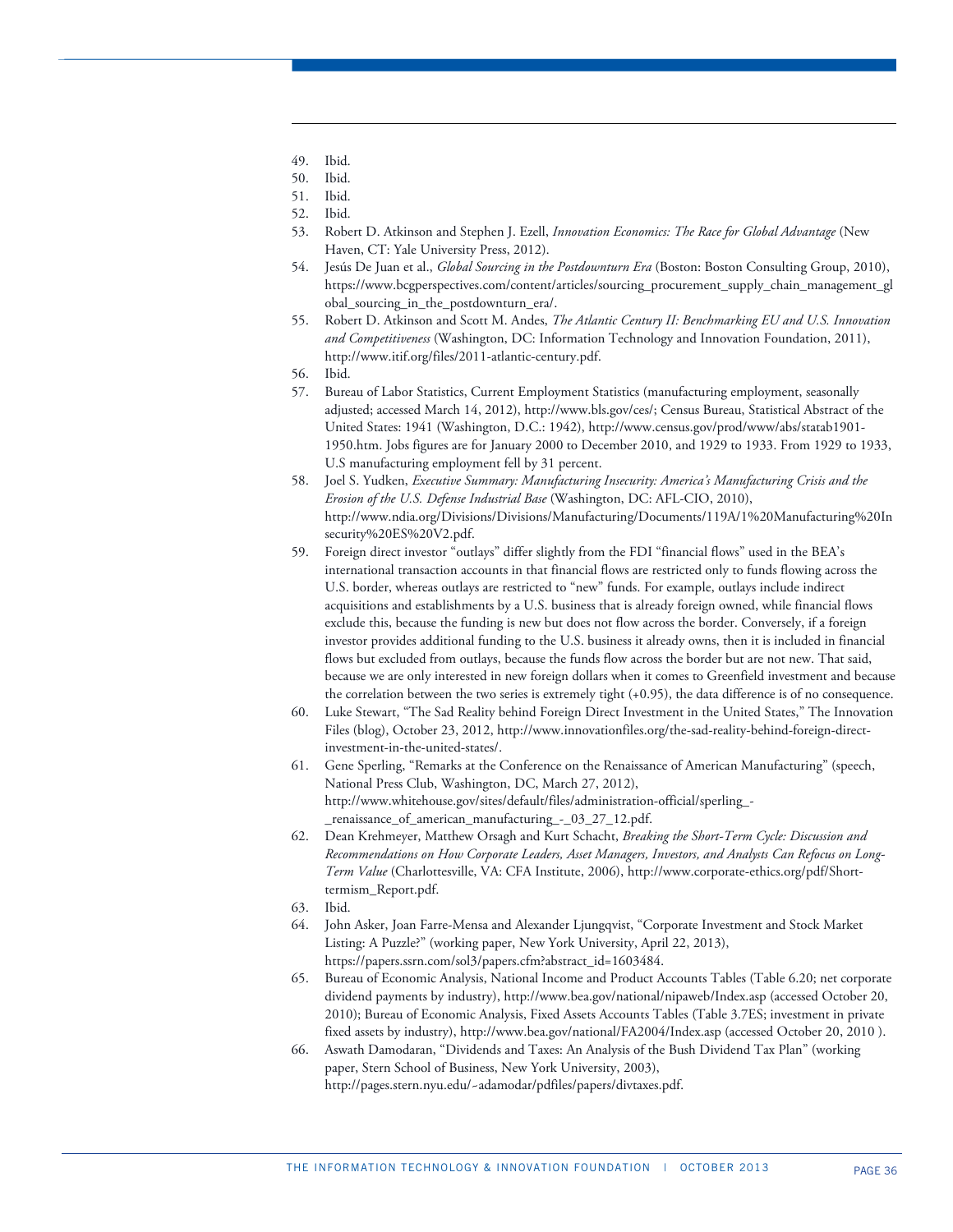49. Ibid.
50. Ibid.
51. Ibid.
52. Ibid.
53. Robert D. Atkinson and Stephen J. Ezell, *Innovation Economics: The Race for Global Advantage* (New Haven, CT: Yale University Press, 2012).
54. Jesús De Juan et al., *Global Sourcing in the Postdownturn Era* (Boston: Boston Consulting Group, 2010), https://www.bcgperspectives.com/content/articles/sourcing_procurement_supply_chain_management_global_sourcing_in_the_postdownturn_era/.
55. Robert D. Atkinson and Scott M. Andes, *The Atlantic Century II: Benchmarking EU and U.S. Innovation and Competitiveness* (Washington, DC: Information Technology and Innovation Foundation, 2011), http://www.itif.org/files/2011-atlantic-century.pdf.
56. Ibid.
57. Bureau of Labor Statistics, Current Employment Statistics (manufacturing employment, seasonally adjusted; accessed March 14, 2012), http://www.bls.gov/ces/; Census Bureau, Statistical Abstract of the United States: 1941 (Washington, D.C.: 1942), http://www.census.gov/prod/www/abs/statab1901-1950.htm. Jobs figures are for January 2000 to December 2010, and 1929 to 1933. From 1929 to 1933, U.S manufacturing employment fell by 31 percent.
58. Joel S. Yudken, *Executive Summary: Manufacturing Insecurity: America's Manufacturing Crisis and the Erosion of the U.S. Defense Industrial Base* (Washington, DC: AFL-CIO, 2010), http://www.ndia.org/Divisions/Divisions/Manufacturing/Documents/119A/1%20Manufacturing%20Insecurity%20ES%20V2.pdf.
59. Foreign direct investor "outlays" differ slightly from the FDI "financial flows" used in the BEA's international transaction accounts in that financial flows are restricted only to funds flowing across the U.S. border, whereas outlays are restricted to "new" funds. For example, outlays include indirect acquisitions and establishments by a U.S. business that is already foreign owned, while financial flows exclude this, because the funding is new but does not flow across the border. Conversely, if a foreign investor provides additional funding to the U.S. business it already owns, then it is included in financial flows but excluded from outlays, because the funds flow across the border but are not new. That said, because we are only interested in new foreign dollars when it comes to Greenfield investment and because the correlation between the two series is extremely tight (+0.95), the data difference is of no consequence.
60. Luke Stewart, "The Sad Reality behind Foreign Direct Investment in the United States," The Innovation Files (blog), October 23, 2012, http://www.innovationfiles.org/the-sad-reality-behind-foreign-direct-investment-in-the-united-states/.
61. Gene Sperling, "Remarks at the Conference on the Renaissance of American Manufacturing" (speech, National Press Club, Washington, DC, March 27, 2012), http://www.whitehouse.gov/sites/default/files/administration-official/sperling_-_renaissance_of_american_manufacturing_-_03_27_12.pdf.
62. Dean Krehmeyer, Matthew Orsagh and Kurt Schacht, *Breaking the Short-Term Cycle: Discussion and Recommendations on How Corporate Leaders, Asset Managers, Investors, and Analysts Can Refocus on Long-Term Value* (Charlottesville, VA: CFA Institute, 2006), http://www.corporate-ethics.org/pdf/Short-termism_Report.pdf.
63. Ibid.
64. John Asker, Joan Farre-Mensa and Alexander Ljungqvist, "Corporate Investment and Stock Market Listing: A Puzzle?" (working paper, New York University, April 22, 2013), https://papers.ssrn.com/sol3/papers.cfm?abstract_id=1603484.
65. Bureau of Economic Analysis, National Income and Product Accounts Tables (Table 6.20; net corporate dividend payments by industry), http://www.bea.gov/national/nipaweb/Index.asp (accessed October 20, 2010); Bureau of Economic Analysis, Fixed Assets Accounts Tables (Table 3.7ES; investment in private fixed assets by industry), http://www.bea.gov/national/FA2004/Index.asp (accessed October 20, 2010 ).
66. Aswath Damodaran, "Dividends and Taxes: An Analysis of the Bush Dividend Tax Plan" (working paper, Stern School of Business, New York University, 2003), http://pages.stern.nyu.edu/~adamodar/pdfiles/papers/divtaxes.pdf.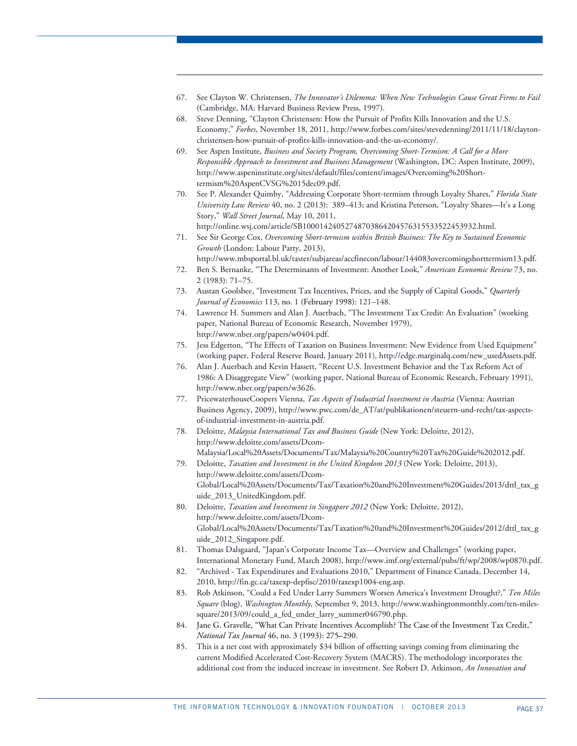67. See Clayton W. Christensen, *The Innovator's Dilemma: When New Technologies Cause Great Firms to Fail* (Cambridge, MA: Harvard Business Review Press, 1997).
68. Steve Denning, "Clayton Christensen: How the Pursuit of Profits Kills Innovation and the U.S. Economy," *Forbes*, November 18, 2011, http://www.forbes.com/sites/stevedenning/2011/11/18/clayton-christensen-how-pursuit-of-profits-kills-innovation-and-the-us-economy/.
69. See Aspen Institute, *Business and Society Program, Overcoming Short-Termism: A Call for a More Responsible Approach to Investment and Business Management* (Washington, DC: Aspen Institute, 2009), http://www.aspeninstitute.org/sites/default/files/content/images/Overcoming%20Short-termism%20AspenCVSG%2015dec09.pdf.
70. See P. Alexander Quimby, "Addressing Corporate Short-termism through Loyalty Shares," *Florida State University Law Review* 40, no. 2 (2013): 389–413; and Kristina Peterson, "Loyalty Shares—It's a Long Story," *Wall Street Journal*, May 10, 2011, http://online.wsj.com/article/SB10001424052748703864204576315533522453932.html.
71. See Sir George Cox, *Overcoming Short-termism within British Business: The Key to Sustained Economic Growth* (London: Labour Party, 2013), http://www.mbsportal.bl.uk/taster/subjareas/accfinecon/labour/144083overcomingshorttermism13.pdf.
72. Ben S. Bernanke, "The Determinants of Investment: Another Look," *American Economic Review* 73, no. 2 (1983): 71–75.
73. Austan Goolsbee, "Investment Tax Incentives, Prices, and the Supply of Capital Goods," *Quarterly Journal of Economics* 113, no. 1 (February 1998): 121–148.
74. Lawrence H. Summers and Alan J. Auerbach, "The Investment Tax Credit: An Evaluation" (working paper, National Bureau of Economic Research, November 1979), http://www.nber.org/papers/w0404.pdf.
75. Jess Edgerton, "The Effects of Taxation on Business Investment: New Evidence from Used Equipment" (working paper, Federal Reserve Board, January 2011), http://edge.marginalq.com/new_usedAssets.pdf.
76. Alan J. Auerbach and Kevin Hassett, "Recent U.S. Investment Behavior and the Tax Reform Act of 1986: A Disaggregate View" (working paper, National Bureau of Economic Research, February 1991), http://www.nber.org/papers/w3626.
77. PricewaterhouseCoopers Vienna, *Tax Aspects of Industrial Investment in Austria* (Vienna: Austrian Business Agency, 2009), http://www.pwc.com/de_AT/at/publikationen/steuern-und-recht/tax-aspects-of-industrial-investment-in-austria.pdf.
78. Deloitte, *Malaysia International Tax and Business Guide* (New York: Deloitte, 2012), http://www.deloitte.com/assets/Dcom-Malaysia/Local%20Assets/Documents/Tax/Malaysia%20Country%20Tax%20Guide%202012.pdf.
79. Deloitte, *Taxation and Investment in the United Kingdom 2013* (New York: Deloitte, 2013), http://www.deloitte.com/assets/Dcom-Global/Local%20Assets/Documents/Tax/Taxation%20and%20Investment%20Guides/2013/dttl_tax_guide_2013_UnitedKingdom.pdf.
80. Deloitte, *Taxation and Investment in Singapore 2012* (New York: Deloitte, 2012), http://www.deloitte.com/assets/Dcom-Global/Local%20Assets/Documents/Tax/Taxation%20and%20Investment%20Guides/2012/dttl_tax_guide_2012_Singapore.pdf.
81. Thomas Dalsgaard, "Japan's Corporate Income Tax—Overview and Challenges" (working paper, International Monetary Fund, March 2008), http://www.imf.org/external/pubs/ft/wp/2008/wp0870.pdf.
82. "Archived - Tax Expenditures and Evaluations 2010," Department of Finance Canada, December 14, 2010, http://fin.gc.ca/taxexp-depfisc/2010/taxexp1004-eng.asp.
83. Rob Atkinson, "Could a Fed Under Larry Summers Worsen America's Investment Drought?," *Ten Miles Square* (blog), *Washington Monthly*, September 9, 2013, http://www.washingtonmonthly.com/ten-miles-square/2013/09/could_a_fed_under_larry_summer046790.php.
84. Jane G. Gravelle, "What Can Private Incentives Accomplish? The Case of the Investment Tax Credit," *National Tax Journal* 46, no. 3 (1993): 275–290.
85. This is a net cost with approximately $34 billion of offsetting savings coming from eliminating the current Modified Accelerated Cost-Recovery System (MACRS). The methodology incorporates the additional cost from the induced increase in investment. See Robert D. Atkinson, *An Innovation and*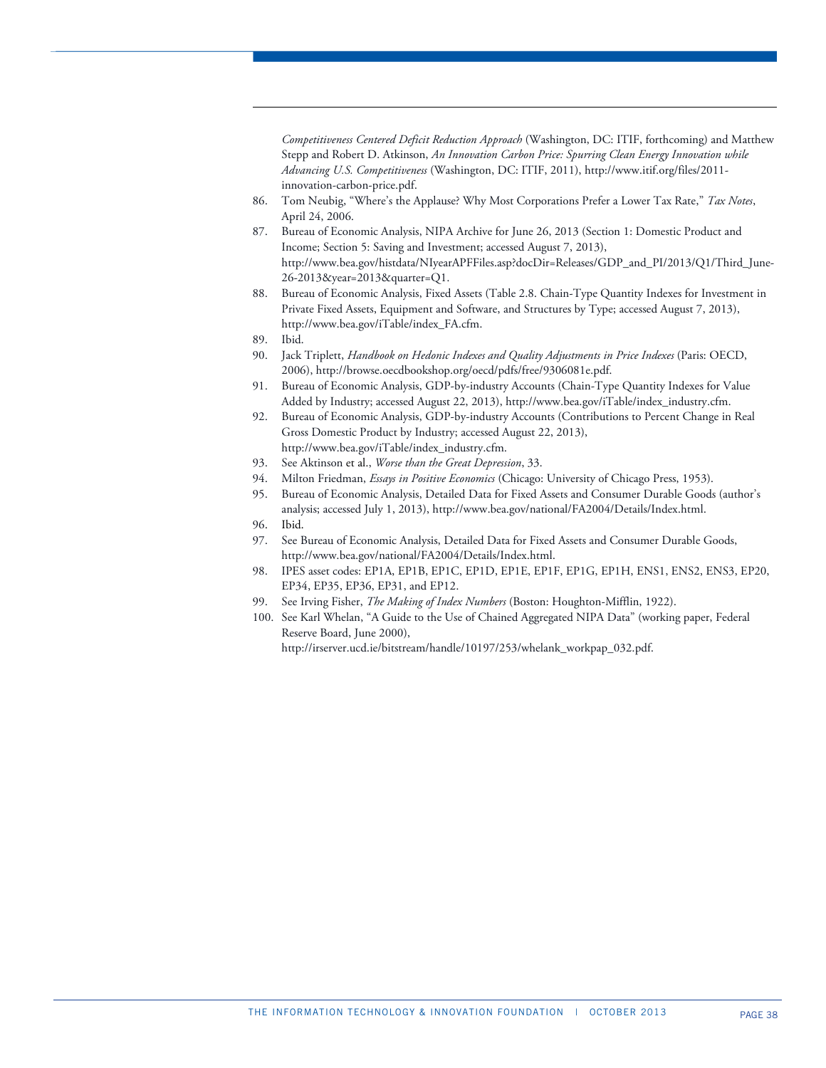*Competitiveness Centered Deficit Reduction Approach* (Washington, DC: ITIF, forthcoming) and Matthew Stepp and Robert D. Atkinson, *An Innovation Carbon Price: Spurring Clean Energy Innovation while Advancing U.S. Competitiveness* (Washington, DC: ITIF, 2011), http://www.itif.org/files/2011-innovation-carbon-price.pdf.

86. Tom Neubig, "Where's the Applause? Why Most Corporations Prefer a Lower Tax Rate," *Tax Notes*, April 24, 2006.
87. Bureau of Economic Analysis, NIPA Archive for June 26, 2013 (Section 1: Domestic Product and Income; Section 5: Saving and Investment; accessed August 7, 2013), http://www.bea.gov/histdata/NIyearAPFFiles.asp?docDir=Releases/GDP_and_PI/2013/Q1/Third_June-26-2013&year=2013&quarter=Q1.
88. Bureau of Economic Analysis, Fixed Assets (Table 2.8. Chain-Type Quantity Indexes for Investment in Private Fixed Assets, Equipment and Software, and Structures by Type; accessed August 7, 2013), http://www.bea.gov/iTable/index_FA.cfm.
89. Ibid.
90. Jack Triplett, *Handbook on Hedonic Indexes and Quality Adjustments in Price Indexes* (Paris: OECD, 2006), http://browse.oecdbookshop.org/oecd/pdfs/free/9306081e.pdf.
91. Bureau of Economic Analysis, GDP-by-industry Accounts (Chain-Type Quantity Indexes for Value Added by Industry; accessed August 22, 2013), http://www.bea.gov/iTable/index_industry.cfm.
92. Bureau of Economic Analysis, GDP-by-industry Accounts (Contributions to Percent Change in Real Gross Domestic Product by Industry; accessed August 22, 2013), http://www.bea.gov/iTable/index_industry.cfm.
93. See Aktinson et al., *Worse than the Great Depression*, 33.
94. Milton Friedman, *Essays in Positive Economics* (Chicago: University of Chicago Press, 1953).
95. Bureau of Economic Analysis, Detailed Data for Fixed Assets and Consumer Durable Goods (author's analysis; accessed July 1, 2013), http://www.bea.gov/national/FA2004/Details/Index.html.
96. Ibid.
97. See Bureau of Economic Analysis, Detailed Data for Fixed Assets and Consumer Durable Goods, http://www.bea.gov/national/FA2004/Details/Index.html.
98. IPES asset codes: EP1A, EP1B, EP1C, EP1D, EP1E, EP1F, EP1G, EP1H, ENS1, ENS2, ENS3, EP20, EP34, EP35, EP36, EP31, and EP12.
99. See Irving Fisher, *The Making of Index Numbers* (Boston: Houghton-Mifflin, 1922).
100. See Karl Whelan, "A Guide to the Use of Chained Aggregated NIPA Data" (working paper, Federal Reserve Board, June 2000), http://irserver.ucd.ie/bitstream/handle/10197/253/whelank_workpap_032.pdf.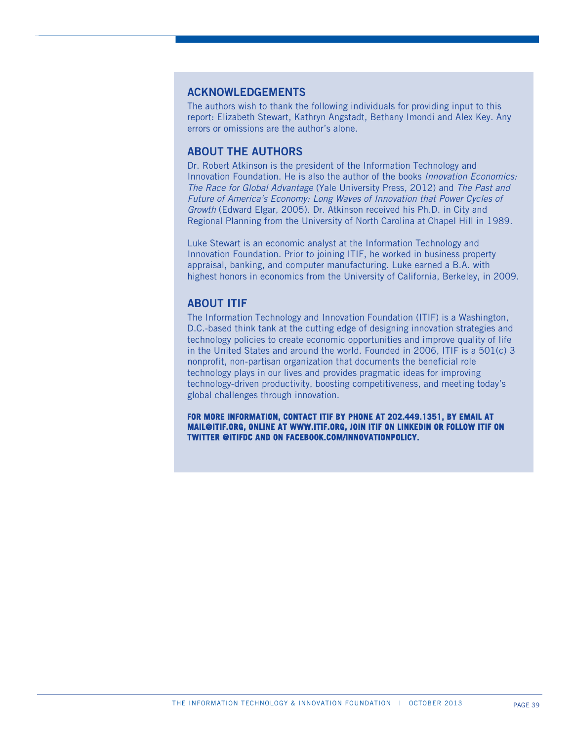## ACKNOWLEDGEMENTS

The authors wish to thank the following individuals for providing input to this report: Elizabeth Stewart, Kathryn Angstadt, Bethany Imondi and Alex Key. Any errors or omissions are the author's alone.

## ABOUT THE AUTHORS

Dr. Robert Atkinson is the president of the Information Technology and Innovation Foundation. He is also the author of the books *Innovation Economics: The Race for Global Advantage* (Yale University Press, 2012) and *The Past and Future of America's Economy: Long Waves of Innovation that Power Cycles of Growth* (Edward Elgar, 2005). Dr. Atkinson received his Ph.D. in City and Regional Planning from the University of North Carolina at Chapel Hill in 1989.

Luke Stewart is an economic analyst at the Information Technology and Innovation Foundation. Prior to joining ITIF, he worked in business property appraisal, banking, and computer manufacturing. Luke earned a B.A. with highest honors in economics from the University of California, Berkeley, in 2009.

## ABOUT ITIF

The Information Technology and Innovation Foundation (ITIF) is a Washington, D.C.-based think tank at the cutting edge of designing innovation strategies and technology policies to create economic opportunities and improve quality of life in the United States and around the world. Founded in 2006, ITIF is a 501(c) 3 nonprofit, non-partisan organization that documents the beneficial role technology plays in our lives and provides pragmatic ideas for improving technology-driven productivity, boosting competitiveness, and meeting today's global challenges through innovation.

**FOR MORE INFORMATION, CONTACT ITIF BY PHONE AT 202.449.1351, BY EMAIL AT MAIL@ITIF.ORG, ONLINE AT WWW.ITIF.ORG, JOIN ITIF ON LINKEDIN OR FOLLOW ITIF ON TWITTER @ITIFDC AND ON FACEBOOK.COM/INNOVATIONPOLICY.**